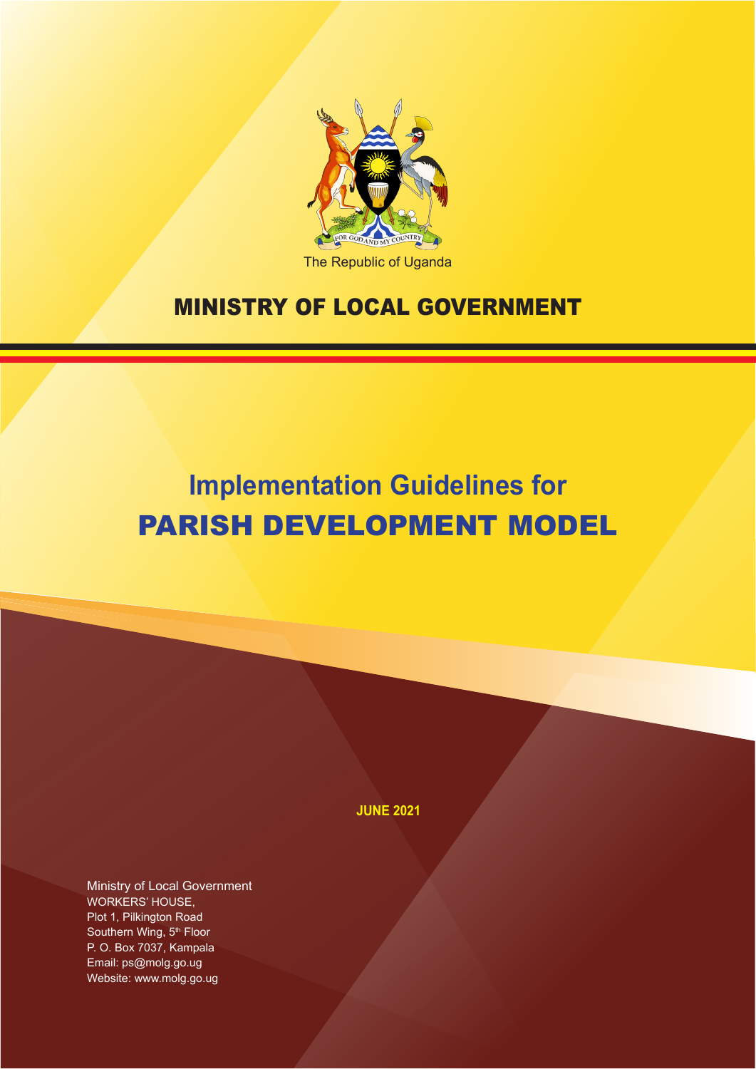The Republic of Uganda

# MINISTRY OF LOCAL GOVERNMENT

# Implementation Guidelines for PARISH DEVELOPMENT MODEL

**JUNE 2021**

Ministry of Local Government
WORKERS' HOUSE,
Plot 1, Pilkington Road
Southern Wing, 5th Floor
P. O. Box 7037, Kampala
Email: ps@molg.go.ug
Website: www.molg.go.ug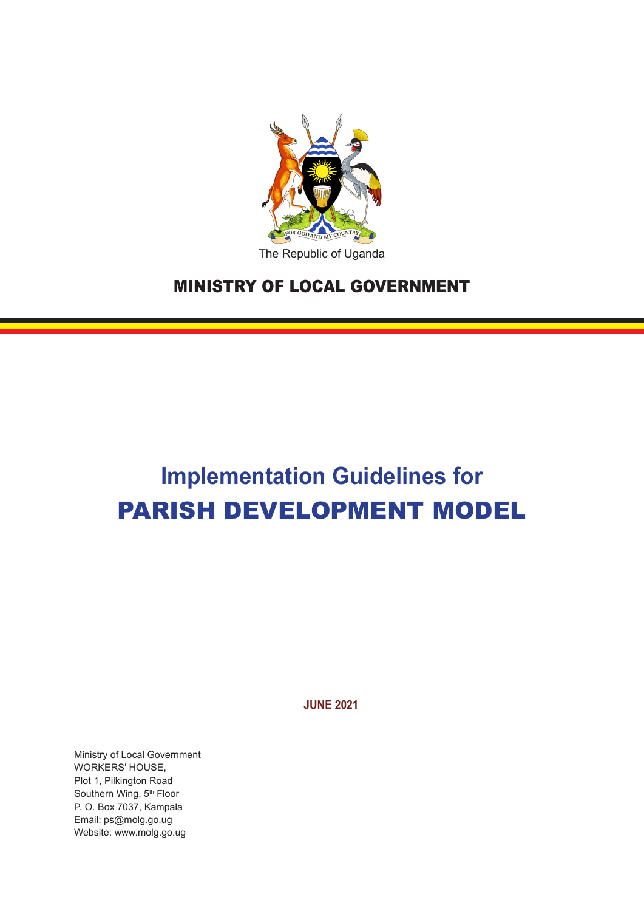The Republic of Uganda

## MINISTRY OF LOCAL GOVERNMENT

# Implementation Guidelines for PARISH DEVELOPMENT MODEL

**JUNE 2021**

Ministry of Local Government
WORKERS' HOUSE,
Plot 1, Pilkington Road
Southern Wing, 5th Floor
P. O. Box 7037, Kampala
Email: ps@molg.go.ug
Website: www.molg.go.ug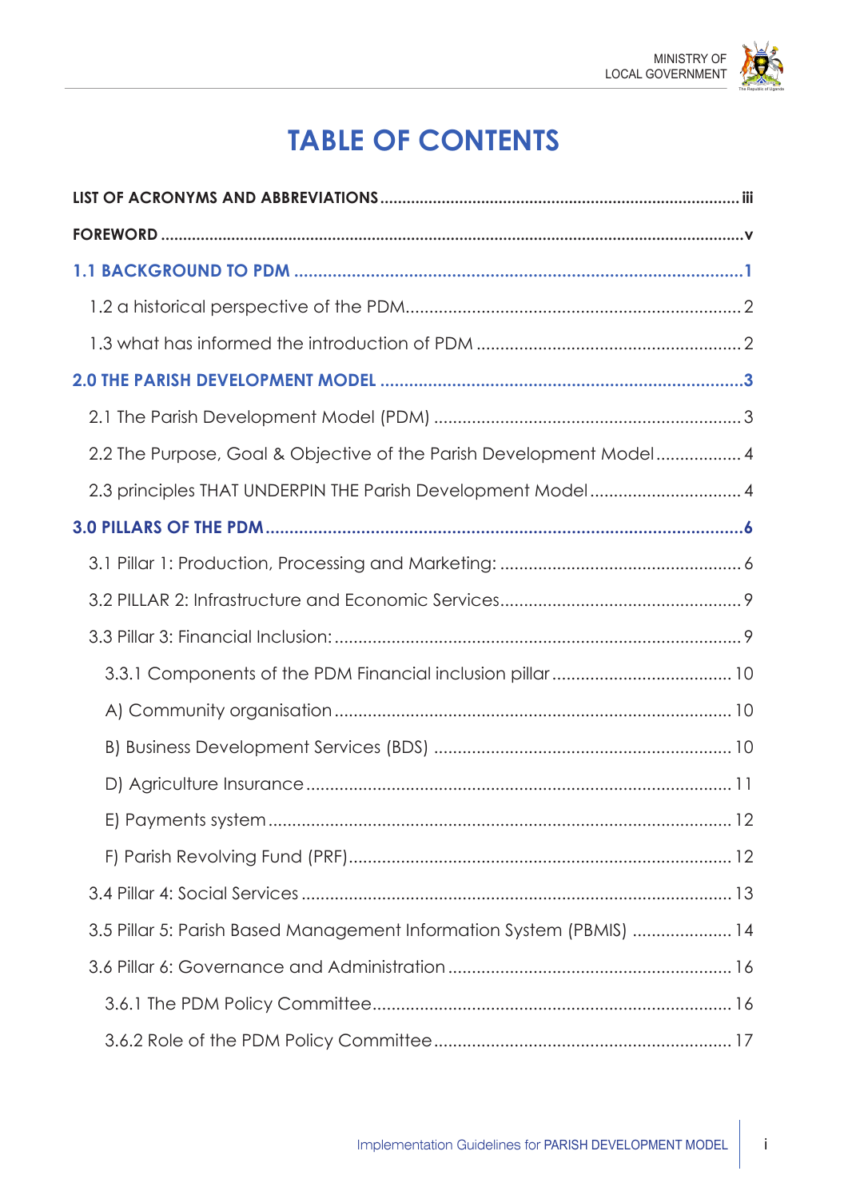# TABLE OF CONTENTS

**LIST OF ACRONYMS AND ABBREVIATIONS** ........ iii

**FOREWORD** ........ v

**1.1 BACKGROUND TO PDM** ........ 1

- 1.2 a historical perspective of the PDM ........ 2
- 1.3 what has informed the introduction of PDM ........ 2

**2.0 THE PARISH DEVELOPMENT MODEL** ........ 3

- 2.1 The Parish Development Model (PDM) ........ 3
- 2.2 The Purpose, Goal & Objective of the Parish Development Model ........ 4
- 2.3 principles THAT UNDERPIN THE Parish Development Model ........ 4

**3.0 PILLARS OF THE PDM** ........ 6

- 3.1 Pillar 1: Production, Processing and Marketing: ........ 6
- 3.2 PILLAR 2: Infrastructure and Economic Services ........ 9
- 3.3 Pillar 3: Financial Inclusion: ........ 9
  - 3.3.1 Components of the PDM Financial inclusion pillar ........ 10
  - A) Community organisation ........ 10
  - B) Business Development Services (BDS) ........ 10
  - D) Agriculture Insurance ........ 11
  - E) Payments system ........ 12
  - F) Parish Revolving Fund (PRF) ........ 12
- 3.4 Pillar 4: Social Services ........ 13
- 3.5 Pillar 5: Parish Based Management Information System (PBMIS) ........ 14
- 3.6 Pillar 6: Governance and Administration ........ 16
  - 3.6.1 The PDM Policy Committee ........ 16
  - 3.6.2 Role of the PDM Policy Committee ........ 17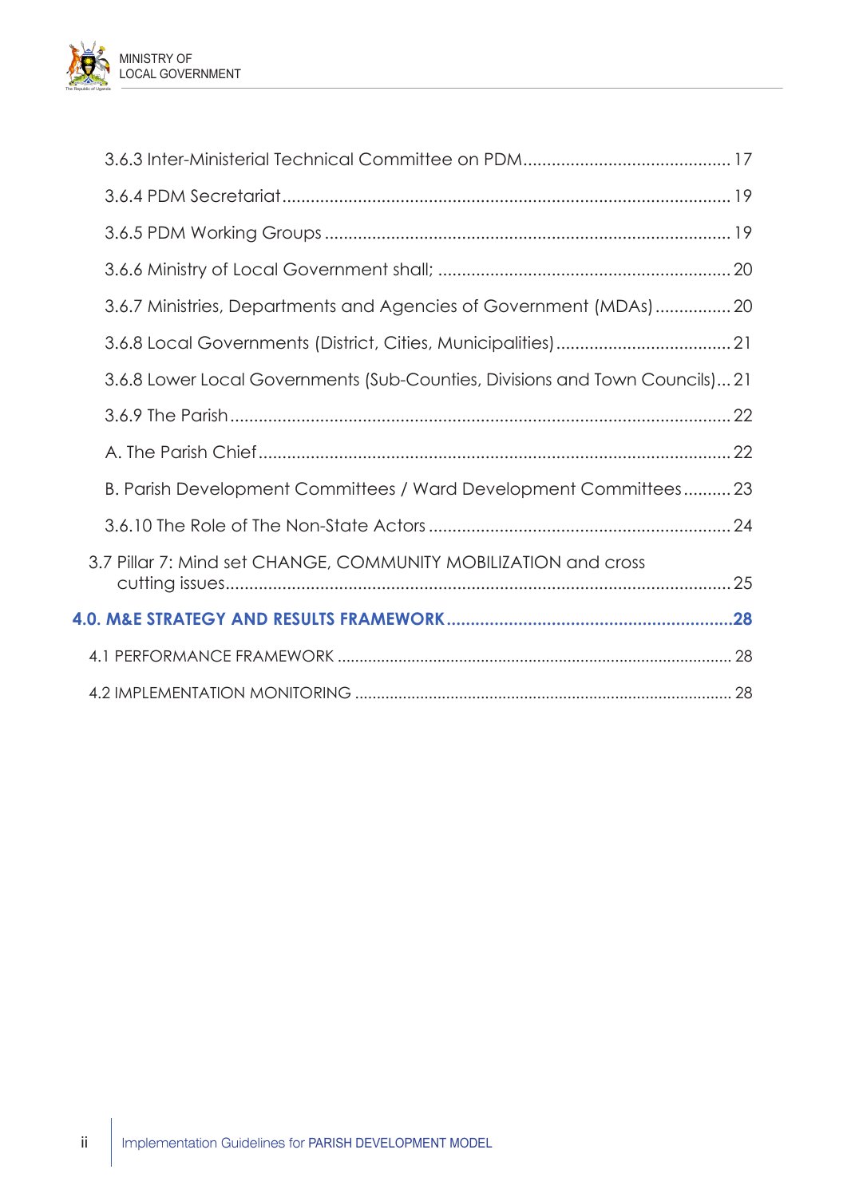3.6.3 Inter-Ministerial Technical Committee on PDM ........................................... 17

3.6.4 PDM Secretariat ........................................................................................ 19

3.6.5 PDM Working Groups ................................................................................ 19

3.6.6 Ministry of Local Government shall; ......................................................... 20

3.6.7 Ministries, Departments and Agencies of Government (MDAs) ................ 20

3.6.8 Local Governments (District, Cities, Municipalities) .................................... 21

3.6.8 Lower Local Governments (Sub-Counties, Divisions and Town Councils) ... 21

3.6.9 The Parish .................................................................................................. 22

A. The Parish Chief ........................................................................................... 22

B. Parish Development Committees / Ward Development Committees .......... 23

3.6.10 The Role of The Non-State Actors .............................................................. 24

3.7 Pillar 7: Mind set CHANGE, COMMUNITY MOBILIZATION and cross cutting issues ........................................................................................................ 25

**4.0. M&E STRATEGY AND RESULTS FRAMEWORK ........................................................ 28**

4.1 PERFORMANCE FRAMEWORK ............................................................................. 28

4.2 IMPLEMENTATION MONITORING ......................................................................... 28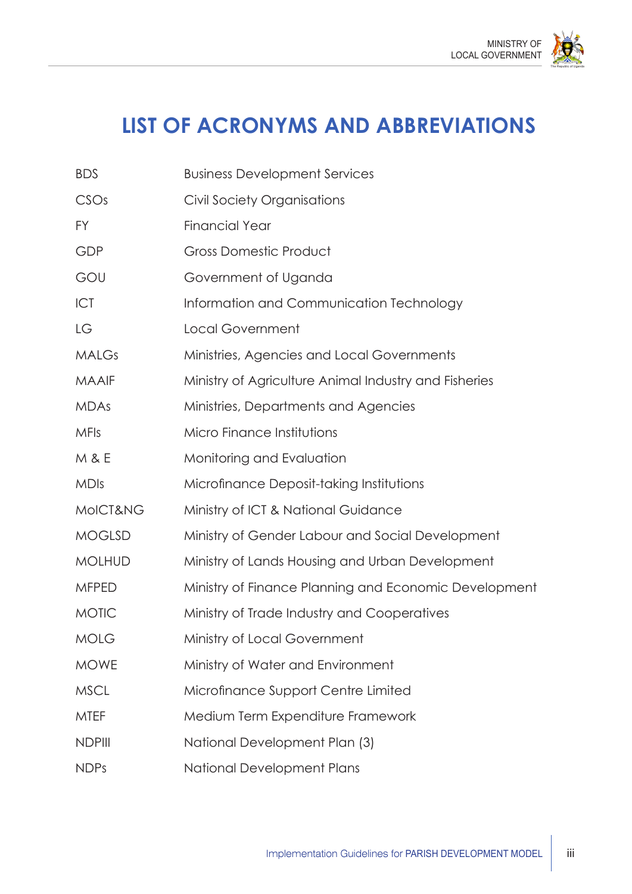# LIST OF ACRONYMS AND ABBREVIATIONS

| | |
|---|---|
| BDS | Business Development Services |
| CSOs | Civil Society Organisations |
| FY | Financial Year |
| GDP | Gross Domestic Product |
| GOU | Government of Uganda |
| ICT | Information and Communication Technology |
| LG | Local Government |
| MALGs | Ministries, Agencies and Local Governments |
| MAAIF | Ministry of Agriculture Animal Industry and Fisheries |
| MDAs | Ministries, Departments and Agencies |
| MFIs | Micro Finance Institutions |
| M & E | Monitoring and Evaluation |
| MDIs | Microfinance Deposit-taking Institutions |
| MoICT&NG | Ministry of ICT & National Guidance |
| MOGLSD | Ministry of Gender Labour and Social Development |
| MOLHUD | Ministry of Lands Housing and Urban Development |
| MFPED | Ministry of Finance Planning and Economic Development |
| MOTIC | Ministry of Trade Industry and Cooperatives |
| MOLG | Ministry of Local Government |
| MOWE | Ministry of Water and Environment |
| MSCL | Microfinance Support Centre Limited |
| MTEF | Medium Term Expenditure Framework |
| NDPIII | National Development Plan (3) |
| NDPs | National Development Plans |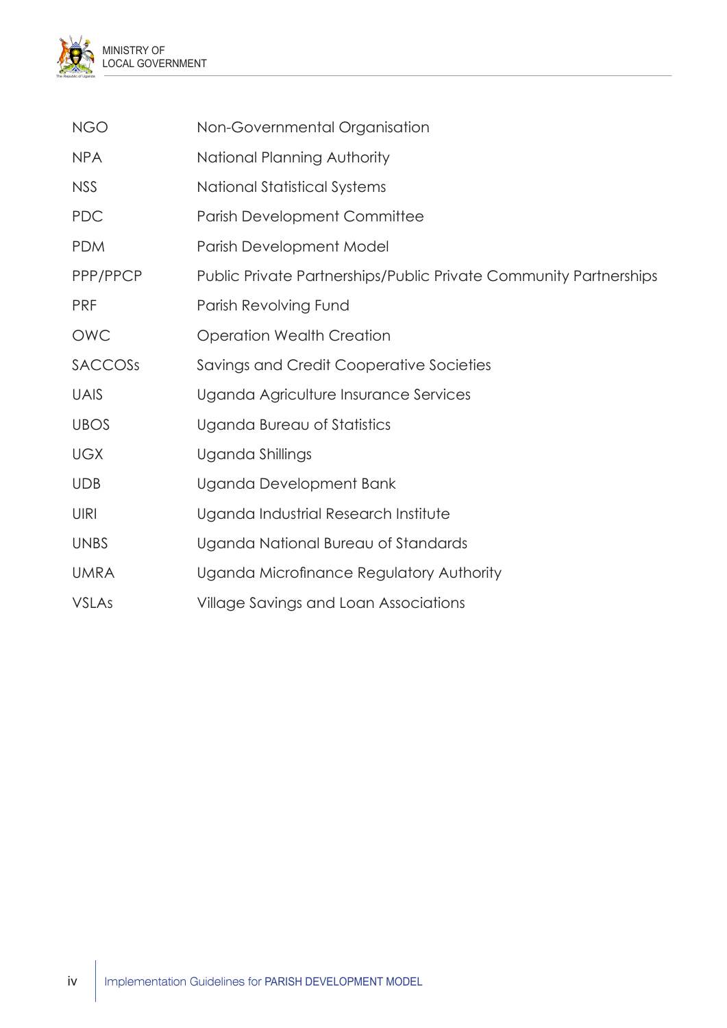| | |
|---|---|
| NGO | Non-Governmental Organisation |
| NPA | National Planning Authority |
| NSS | National Statistical Systems |
| PDC | Parish Development Committee |
| PDM | Parish Development Model |
| PPP/PPCP | Public Private Partnerships/Public Private Community Partnerships |
| PRF | Parish Revolving Fund |
| OWC | Operation Wealth Creation |
| SACCOSs | Savings and Credit Cooperative Societies |
| UAIS | Uganda Agriculture Insurance Services |
| UBOS | Uganda Bureau of Statistics |
| UGX | Uganda Shillings |
| UDB | Uganda Development Bank |
| UIRI | Uganda Industrial Research Institute |
| UNBS | Uganda National Bureau of Standards |
| UMRA | Uganda Microfinance Regulatory Authority |
| VSLAs | Village Savings and Loan Associations |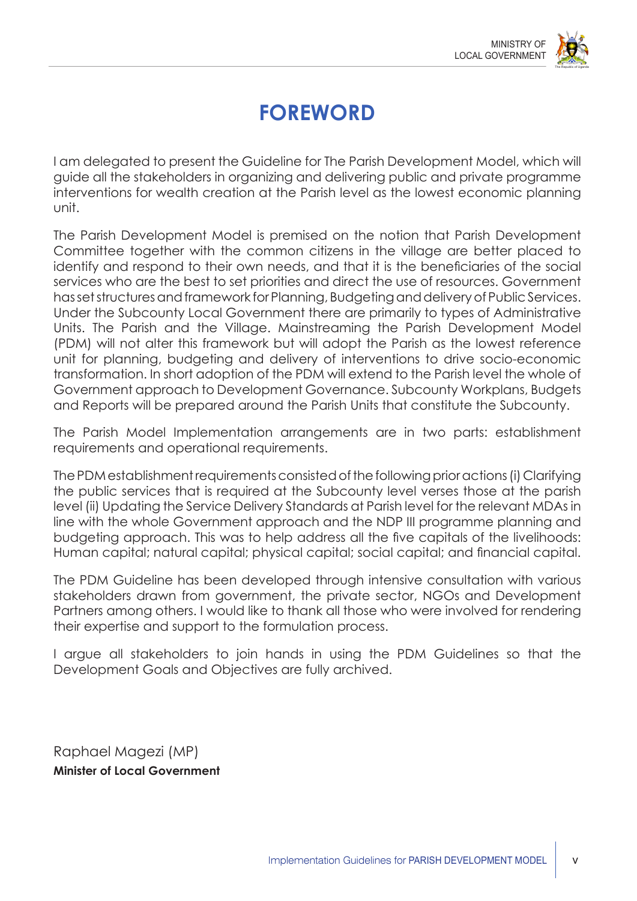# FOREWORD

I am delegated to present the Guideline for The Parish Development Model, which will guide all the stakeholders in organizing and delivering public and private programme interventions for wealth creation at the Parish level as the lowest economic planning unit.

The Parish Development Model is premised on the notion that Parish Development Committee together with the common citizens in the village are better placed to identify and respond to their own needs, and that it is the beneficiaries of the social services who are the best to set priorities and direct the use of resources. Government has set structures and framework for Planning, Budgeting and delivery of Public Services. Under the Subcounty Local Government there are primarily to types of Administrative Units. The Parish and the Village. Mainstreaming the Parish Development Model (PDM) will not alter this framework but will adopt the Parish as the lowest reference unit for planning, budgeting and delivery of interventions to drive socio-economic transformation. In short adoption of the PDM will extend to the Parish level the whole of Government approach to Development Governance. Subcounty Workplans, Budgets and Reports will be prepared around the Parish Units that constitute the Subcounty.

The Parish Model Implementation arrangements are in two parts: establishment requirements and operational requirements.

The PDM establishment requirements consisted of the following prior actions (i) Clarifying the public services that is required at the Subcounty level verses those at the parish level (ii) Updating the Service Delivery Standards at Parish level for the relevant MDAs in line with the whole Government approach and the NDP III programme planning and budgeting approach. This was to help address all the five capitals of the livelihoods: Human capital; natural capital; physical capital; social capital; and financial capital.

The PDM Guideline has been developed through intensive consultation with various stakeholders drawn from government, the private sector, NGOs and Development Partners among others. I would like to thank all those who were involved for rendering their expertise and support to the formulation process.

I argue all stakeholders to join hands in using the PDM Guidelines so that the Development Goals and Objectives are fully archived.

Raphael Magezi (MP)
**Minister of Local Government**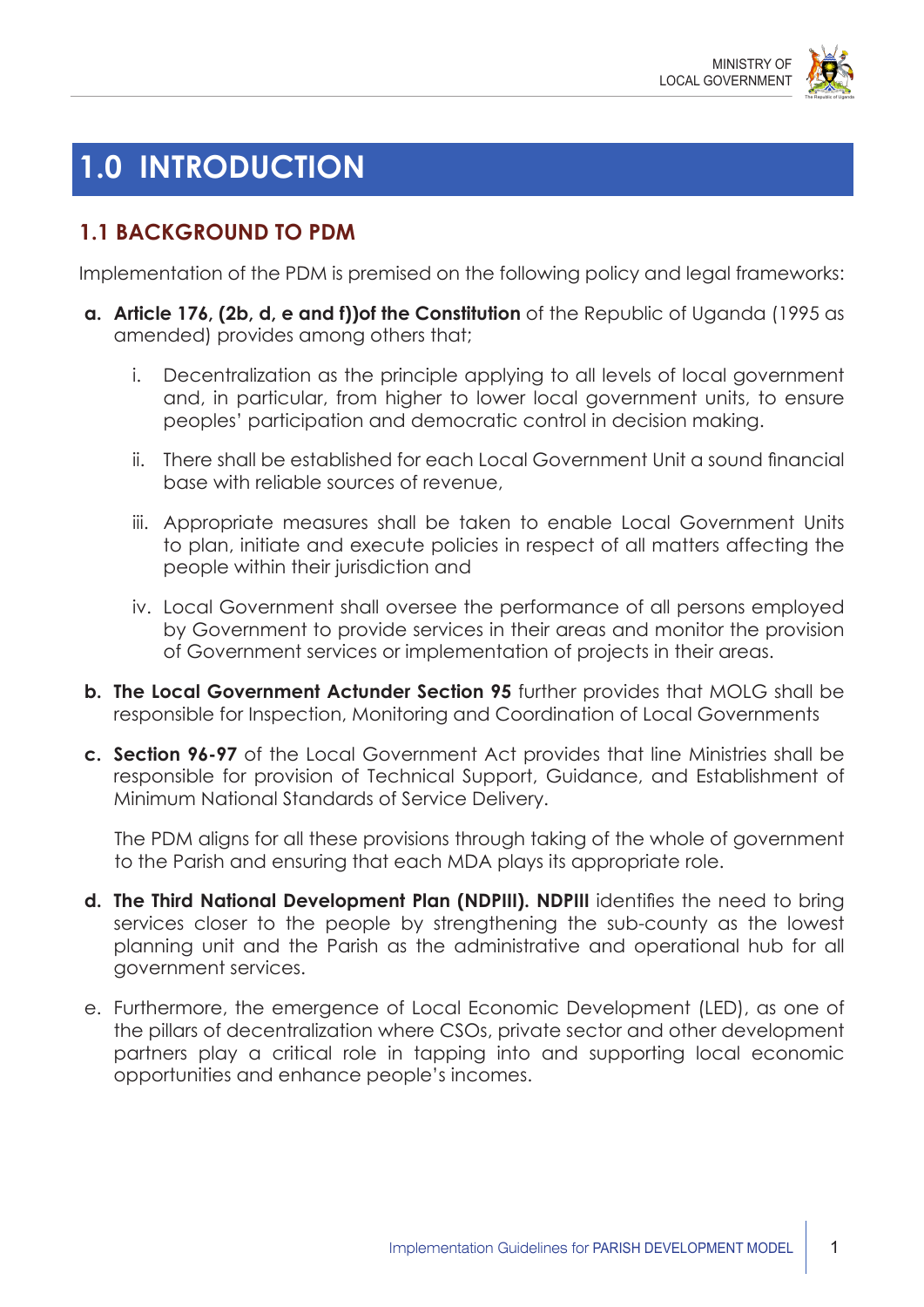# 1.0 INTRODUCTION

## 1.1 BACKGROUND TO PDM

Implementation of the PDM is premised on the following policy and legal frameworks:

a. **Article 176, (2b, d, e and f))of the Constitution** of the Republic of Uganda (1995 as amended) provides among others that;

   i. Decentralization as the principle applying to all levels of local government and, in particular, from higher to lower local government units, to ensure peoples' participation and democratic control in decision making.

   ii. There shall be established for each Local Government Unit a sound financial base with reliable sources of revenue,

   iii. Appropriate measures shall be taken to enable Local Government Units to plan, initiate and execute policies in respect of all matters affecting the people within their jurisdiction and

   iv. Local Government shall oversee the performance of all persons employed by Government to provide services in their areas and monitor the provision of Government services or implementation of projects in their areas.

b. **The Local Government Actunder Section 95** further provides that MOLG shall be responsible for Inspection, Monitoring and Coordination of Local Governments

c. **Section 96-97** of the Local Government Act provides that line Ministries shall be responsible for provision of Technical Support, Guidance, and Establishment of Minimum National Standards of Service Delivery.

   The PDM aligns for all these provisions through taking of the whole of government to the Parish and ensuring that each MDA plays its appropriate role.

d. **The Third National Development Plan (NDPIII). NDPIII** identifies the need to bring services closer to the people by strengthening the sub-county as the lowest planning unit and the Parish as the administrative and operational hub for all government services.

e. Furthermore, the emergence of Local Economic Development (LED), as one of the pillars of decentralization where CSOs, private sector and other development partners play a critical role in tapping into and supporting local economic opportunities and enhance people's incomes.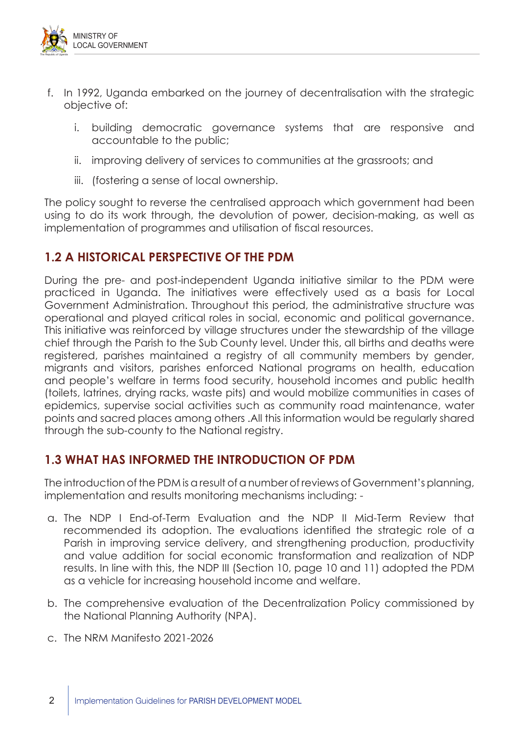f. In 1992, Uganda embarked on the journey of decentralisation with the strategic objective of:

   i. building democratic governance systems that are responsive and accountable to the public;

   ii. improving delivery of services to communities at the grassroots; and

   iii. (fostering a sense of local ownership.

The policy sought to reverse the centralised approach which government had been using to do its work through, the devolution of power, decision-making, as well as implementation of programmes and utilisation of fiscal resources.

## 1.2 A HISTORICAL PERSPECTIVE OF THE PDM

During the pre- and post-independent Uganda initiative similar to the PDM were practiced in Uganda. The initiatives were effectively used as a basis for Local Government Administration. Throughout this period, the administrative structure was operational and played critical roles in social, economic and political governance. This initiative was reinforced by village structures under the stewardship of the village chief through the Parish to the Sub County level. Under this, all births and deaths were registered, parishes maintained a registry of all community members by gender, migrants and visitors, parishes enforced National programs on health, education and people's welfare in terms food security, household incomes and public health (toilets, latrines, drying racks, waste pits) and would mobilize communities in cases of epidemics, supervise social activities such as community road maintenance, water points and sacred places among others .All this information would be regularly shared through the sub-county to the National registry.

## 1.3 WHAT HAS INFORMED THE INTRODUCTION OF PDM

The introduction of the PDM is a result of a number of reviews of Government's planning, implementation and results monitoring mechanisms including: -

a. The NDP I End-of-Term Evaluation and the NDP II Mid-Term Review that recommended its adoption. The evaluations identified the strategic role of a Parish in improving service delivery, and strengthening production, productivity and value addition for social economic transformation and realization of NDP results. In line with this, the NDP III (Section 10, page 10 and 11) adopted the PDM as a vehicle for increasing household income and welfare.

b. The comprehensive evaluation of the Decentralization Policy commissioned by the National Planning Authority (NPA).

c. The NRM Manifesto 2021-2026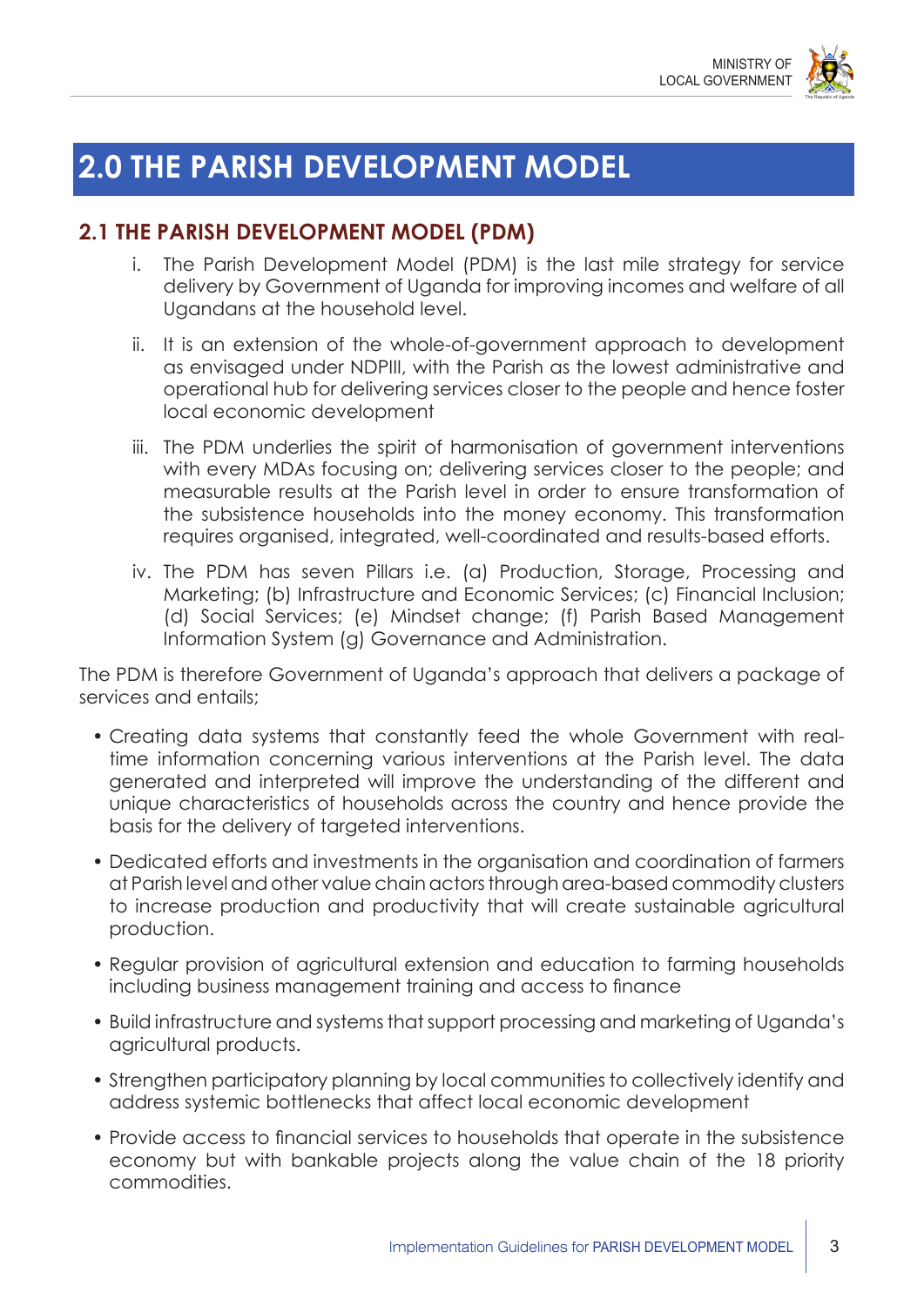# 2.0 THE PARISH DEVELOPMENT MODEL

## 2.1 THE PARISH DEVELOPMENT MODEL (PDM)

i. The Parish Development Model (PDM) is the last mile strategy for service delivery by Government of Uganda for improving incomes and welfare of all Ugandans at the household level.

ii. It is an extension of the whole-of-government approach to development as envisaged under NDPIII, with the Parish as the lowest administrative and operational hub for delivering services closer to the people and hence foster local economic development

iii. The PDM underlies the spirit of harmonisation of government interventions with every MDAs focusing on; delivering services closer to the people; and measurable results at the Parish level in order to ensure transformation of the subsistence households into the money economy. This transformation requires organised, integrated, well-coordinated and results-based efforts.

iv. The PDM has seven Pillars i.e. (a) Production, Storage, Processing and Marketing; (b) Infrastructure and Economic Services; (c) Financial Inclusion; (d) Social Services; (e) Mindset change; (f) Parish Based Management Information System (g) Governance and Administration.

The PDM is therefore Government of Uganda's approach that delivers a package of services and entails;

- Creating data systems that constantly feed the whole Government with real-time information concerning various interventions at the Parish level. The data generated and interpreted will improve the understanding of the different and unique characteristics of households across the country and hence provide the basis for the delivery of targeted interventions.
- Dedicated efforts and investments in the organisation and coordination of farmers at Parish level and other value chain actors through area-based commodity clusters to increase production and productivity that will create sustainable agricultural production.
- Regular provision of agricultural extension and education to farming households including business management training and access to finance
- Build infrastructure and systems that support processing and marketing of Uganda's agricultural products.
- Strengthen participatory planning by local communities to collectively identify and address systemic bottlenecks that affect local economic development
- Provide access to financial services to households that operate in the subsistence economy but with bankable projects along the value chain of the 18 priority commodities.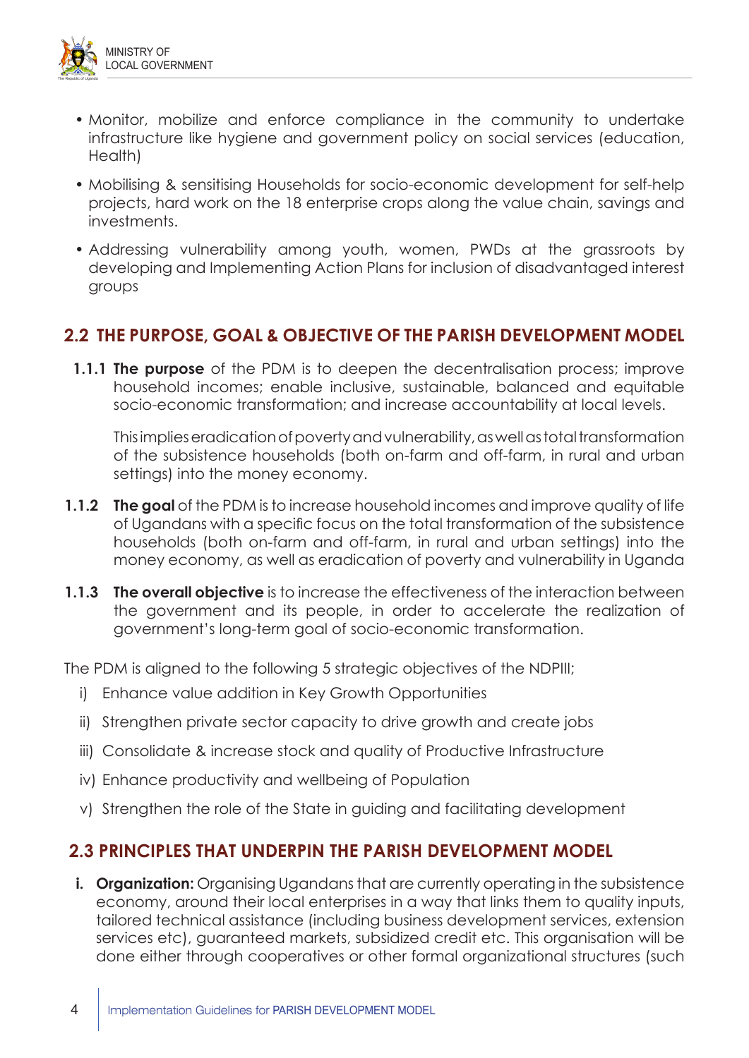- Monitor, mobilize and enforce compliance in the community to undertake infrastructure like hygiene and government policy on social services (education, Health)
- Mobilising & sensitising Households for socio-economic development for self-help projects, hard work on the 18 enterprise crops along the value chain, savings and investments.
- Addressing vulnerability among youth, women, PWDs at the grassroots by developing and Implementing Action Plans for inclusion of disadvantaged interest groups

## 2.2 THE PURPOSE, GOAL & OBJECTIVE OF THE PARISH DEVELOPMENT MODEL

**1.1.1 The purpose** of the PDM is to deepen the decentralisation process; improve household incomes; enable inclusive, sustainable, balanced and equitable socio-economic transformation; and increase accountability at local levels.

This implies eradication of poverty and vulnerability, as well as total transformation of the subsistence households (both on-farm and off-farm, in rural and urban settings) into the money economy.

**1.1.2 The goal** of the PDM is to increase household incomes and improve quality of life of Ugandans with a specific focus on the total transformation of the subsistence households (both on-farm and off-farm, in rural and urban settings) into the money economy, as well as eradication of poverty and vulnerability in Uganda

**1.1.3 The overall objective** is to increase the effectiveness of the interaction between the government and its people, in order to accelerate the realization of government's long-term goal of socio-economic transformation.

The PDM is aligned to the following 5 strategic objectives of the NDPIII;

i) Enhance value addition in Key Growth Opportunities
ii) Strengthen private sector capacity to drive growth and create jobs
iii) Consolidate & increase stock and quality of Productive Infrastructure
iv) Enhance productivity and wellbeing of Population
v) Strengthen the role of the State in guiding and facilitating development

## 2.3 PRINCIPLES THAT UNDERPIN THE PARISH DEVELOPMENT MODEL

i. **Organization:** Organising Ugandans that are currently operating in the subsistence economy, around their local enterprises in a way that links them to quality inputs, tailored technical assistance (including business development services, extension services etc), guaranteed markets, subsidized credit etc. This organisation will be done either through cooperatives or other formal organizational structures (such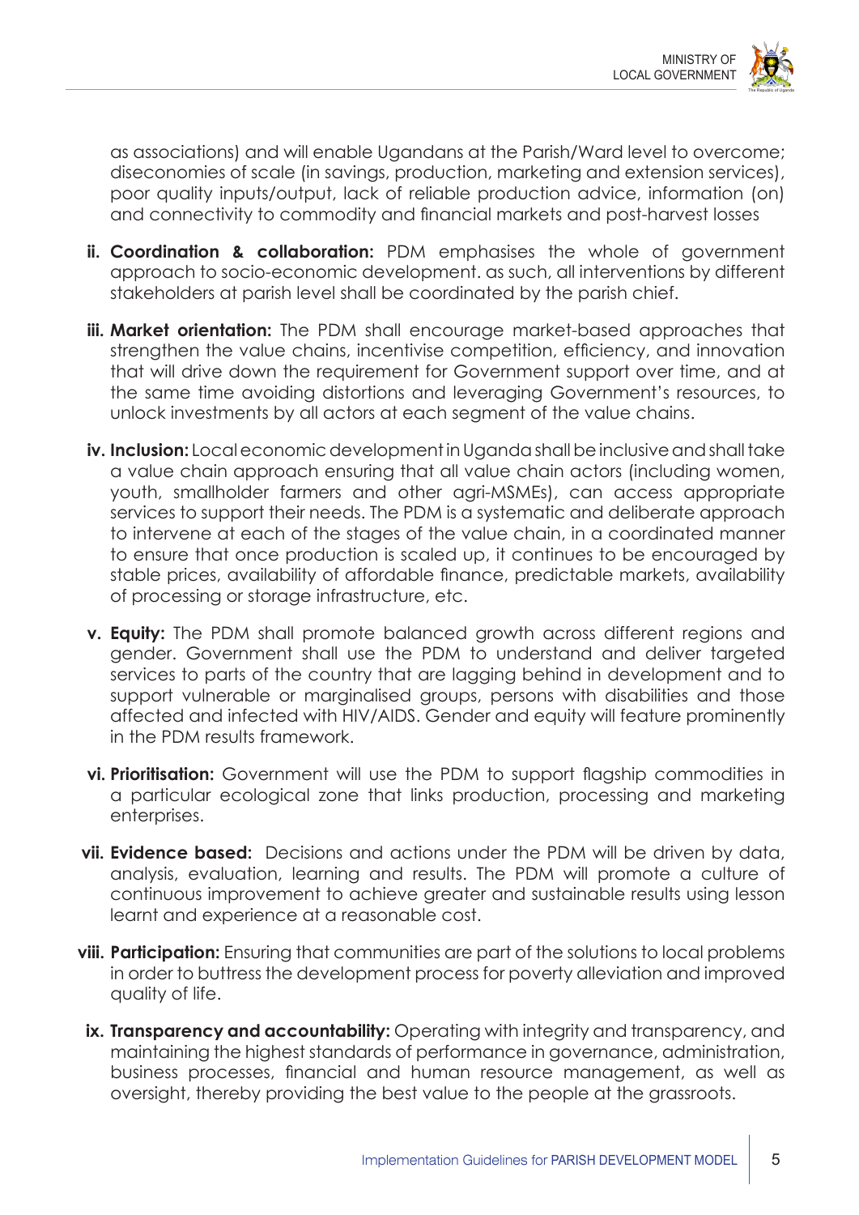as associations) and will enable Ugandans at the Parish/Ward level to overcome; diseconomies of scale (in savings, production, marketing and extension services), poor quality inputs/output, lack of reliable production advice, information (on) and connectivity to commodity and financial markets and post-harvest losses

ii. **Coordination & collaboration:** PDM emphasises the whole of government approach to socio-economic development. as such, all interventions by different stakeholders at parish level shall be coordinated by the parish chief.

iii. **Market orientation:** The PDM shall encourage market-based approaches that strengthen the value chains, incentivise competition, efficiency, and innovation that will drive down the requirement for Government support over time, and at the same time avoiding distortions and leveraging Government's resources, to unlock investments by all actors at each segment of the value chains.

iv. **Inclusion:** Local economic development in Uganda shall be inclusive and shall take a value chain approach ensuring that all value chain actors (including women, youth, smallholder farmers and other agri-MSMEs), can access appropriate services to support their needs. The PDM is a systematic and deliberate approach to intervene at each of the stages of the value chain, in a coordinated manner to ensure that once production is scaled up, it continues to be encouraged by stable prices, availability of affordable finance, predictable markets, availability of processing or storage infrastructure, etc.

v. **Equity:** The PDM shall promote balanced growth across different regions and gender. Government shall use the PDM to understand and deliver targeted services to parts of the country that are lagging behind in development and to support vulnerable or marginalised groups, persons with disabilities and those affected and infected with HIV/AIDS. Gender and equity will feature prominently in the PDM results framework.

vi. **Prioritisation:** Government will use the PDM to support flagship commodities in a particular ecological zone that links production, processing and marketing enterprises.

vii. **Evidence based:** Decisions and actions under the PDM will be driven by data, analysis, evaluation, learning and results. The PDM will promote a culture of continuous improvement to achieve greater and sustainable results using lesson learnt and experience at a reasonable cost.

viii. **Participation:** Ensuring that communities are part of the solutions to local problems in order to buttress the development process for poverty alleviation and improved quality of life.

ix. **Transparency and accountability:** Operating with integrity and transparency, and maintaining the highest standards of performance in governance, administration, business processes, financial and human resource management, as well as oversight, thereby providing the best value to the people at the grassroots.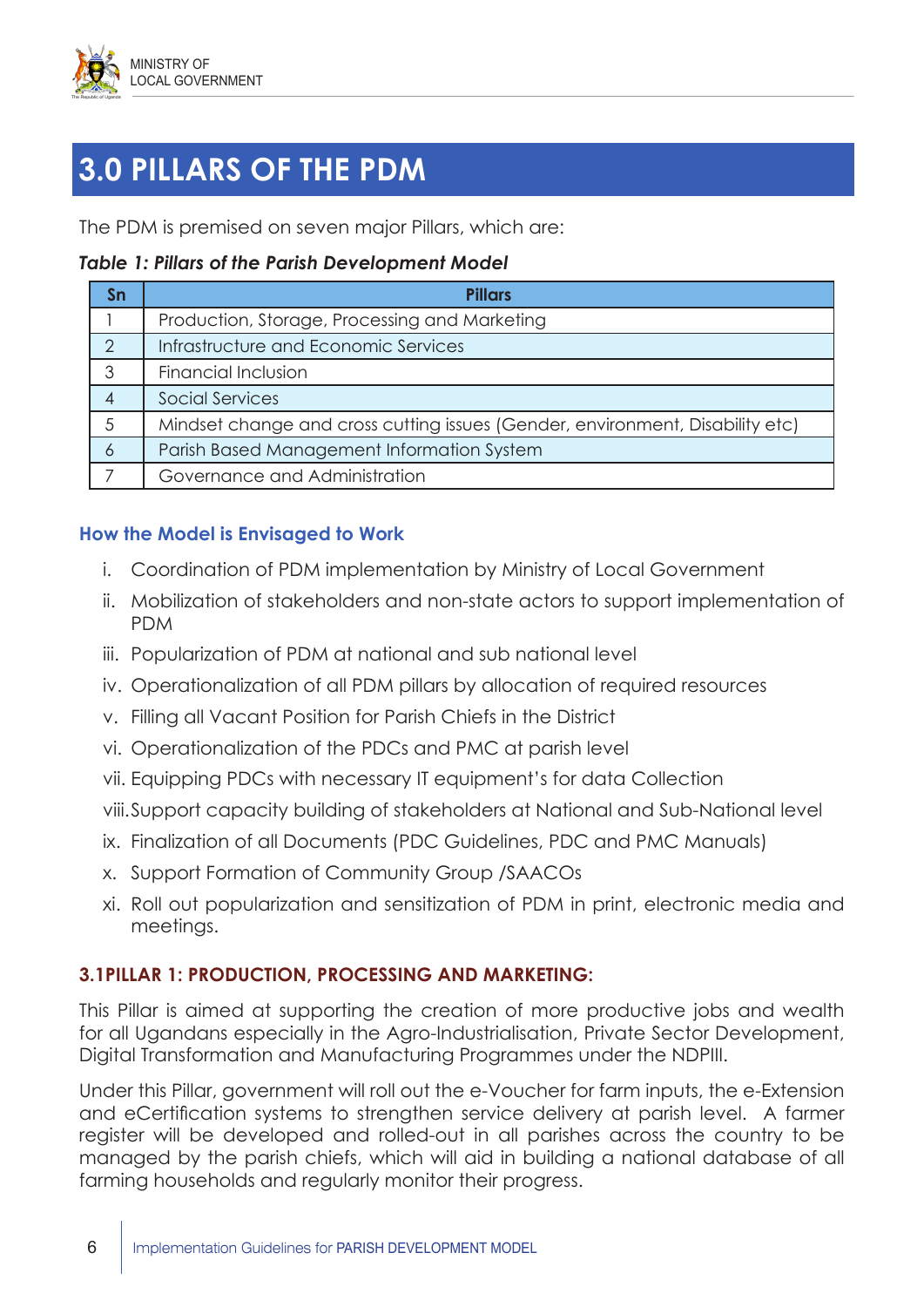# 3.0 PILLARS OF THE PDM

The PDM is premised on seven major Pillars, which are:

***Table 1: Pillars of the Parish Development Model***

| Sn | Pillars |
|---|---|
| 1 | Production, Storage, Processing and Marketing |
| 2 | Infrastructure and Economic Services |
| 3 | Financial Inclusion |
| 4 | Social Services |
| 5 | Mindset change and cross cutting issues (Gender, environment, Disability etc) |
| 6 | Parish Based Management Information System |
| 7 | Governance and Administration |

### How the Model is Envisaged to Work

i. Coordination of PDM implementation by Ministry of Local Government

ii. Mobilization of stakeholders and non-state actors to support implementation of PDM

iii. Popularization of PDM at national and sub national level

iv. Operationalization of all PDM pillars by allocation of required resources

v. Filling all Vacant Position for Parish Chiefs in the District

vi. Operationalization of the PDCs and PMC at parish level

vii. Equipping PDCs with necessary IT equipment's for data Collection

viii. Support capacity building of stakeholders at National and Sub-National level

ix. Finalization of all Documents (PDC Guidelines, PDC and PMC Manuals)

x. Support Formation of Community Group /SAACOs

xi. Roll out popularization and sensitization of PDM in print, electronic media and meetings.

## 3.1PILLAR 1: PRODUCTION, PROCESSING AND MARKETING:

This Pillar is aimed at supporting the creation of more productive jobs and wealth for all Ugandans especially in the Agro-Industrialisation, Private Sector Development, Digital Transformation and Manufacturing Programmes under the NDPIII.

Under this Pillar, government will roll out the e-Voucher for farm inputs, the e-Extension and eCertification systems to strengthen service delivery at parish level. A farmer register will be developed and rolled-out in all parishes across the country to be managed by the parish chiefs, which will aid in building a national database of all farming households and regularly monitor their progress.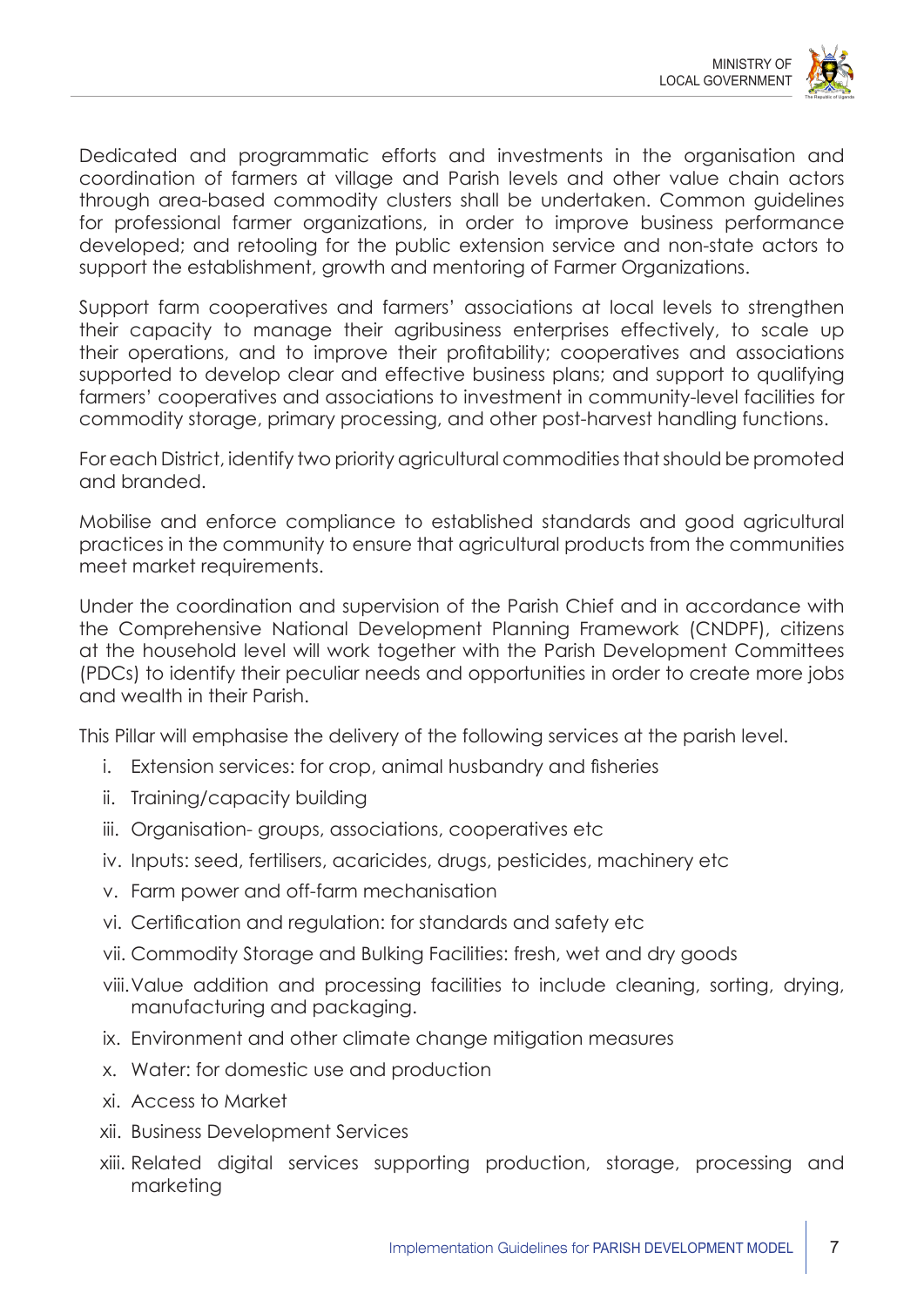Dedicated and programmatic efforts and investments in the organisation and coordination of farmers at village and Parish levels and other value chain actors through area-based commodity clusters shall be undertaken. Common guidelines for professional farmer organizations, in order to improve business performance developed; and retooling for the public extension service and non-state actors to support the establishment, growth and mentoring of Farmer Organizations.

Support farm cooperatives and farmers' associations at local levels to strengthen their capacity to manage their agribusiness enterprises effectively, to scale up their operations, and to improve their profitability; cooperatives and associations supported to develop clear and effective business plans; and support to qualifying farmers' cooperatives and associations to investment in community-level facilities for commodity storage, primary processing, and other post-harvest handling functions.

For each District, identify two priority agricultural commodities that should be promoted and branded.

Mobilise and enforce compliance to established standards and good agricultural practices in the community to ensure that agricultural products from the communities meet market requirements.

Under the coordination and supervision of the Parish Chief and in accordance with the Comprehensive National Development Planning Framework (CNDPF), citizens at the household level will work together with the Parish Development Committees (PDCs) to identify their peculiar needs and opportunities in order to create more jobs and wealth in their Parish.

This Pillar will emphasise the delivery of the following services at the parish level.

i. Extension services: for crop, animal husbandry and fisheries
ii. Training/capacity building
iii. Organisation- groups, associations, cooperatives etc
iv. Inputs: seed, fertilisers, acaricides, drugs, pesticides, machinery etc
v. Farm power and off-farm mechanisation
vi. Certification and regulation: for standards and safety etc
vii. Commodity Storage and Bulking Facilities: fresh, wet and dry goods
viii. Value addition and processing facilities to include cleaning, sorting, drying, manufacturing and packaging.
ix. Environment and other climate change mitigation measures
x. Water: for domestic use and production
xi. Access to Market
xii. Business Development Services
xiii. Related digital services supporting production, storage, processing and marketing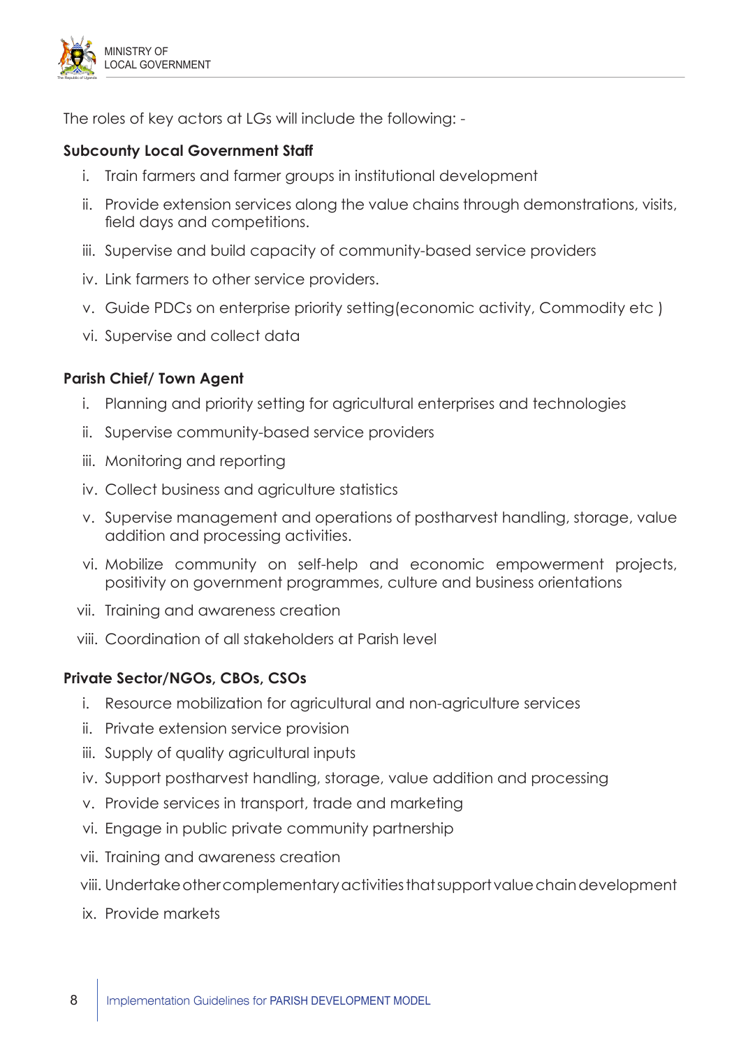The roles of key actors at LGs will include the following: -

**Subcounty Local Government Staff**

i. Train farmers and farmer groups in institutional development
ii. Provide extension services along the value chains through demonstrations, visits, field days and competitions.
iii. Supervise and build capacity of community-based service providers
iv. Link farmers to other service providers.
v. Guide PDCs on enterprise priority setting(economic activity, Commodity etc )
vi. Supervise and collect data

**Parish Chief/ Town Agent**

i. Planning and priority setting for agricultural enterprises and technologies
ii. Supervise community-based service providers
iii. Monitoring and reporting
iv. Collect business and agriculture statistics
v. Supervise management and operations of postharvest handling, storage, value addition and processing activities.
vi. Mobilize community on self-help and economic empowerment projects, positivity on government programmes, culture and business orientations
vii. Training and awareness creation
viii. Coordination of all stakeholders at Parish level

**Private Sector/NGOs, CBOs, CSOs**

i. Resource mobilization for agricultural and non-agriculture services
ii. Private extension service provision
iii. Supply of quality agricultural inputs
iv. Support postharvest handling, storage, value addition and processing
v. Provide services in transport, trade and marketing
vi. Engage in public private community partnership
vii. Training and awareness creation
viii. Undertake other complementary activities that support value chain development
ix. Provide markets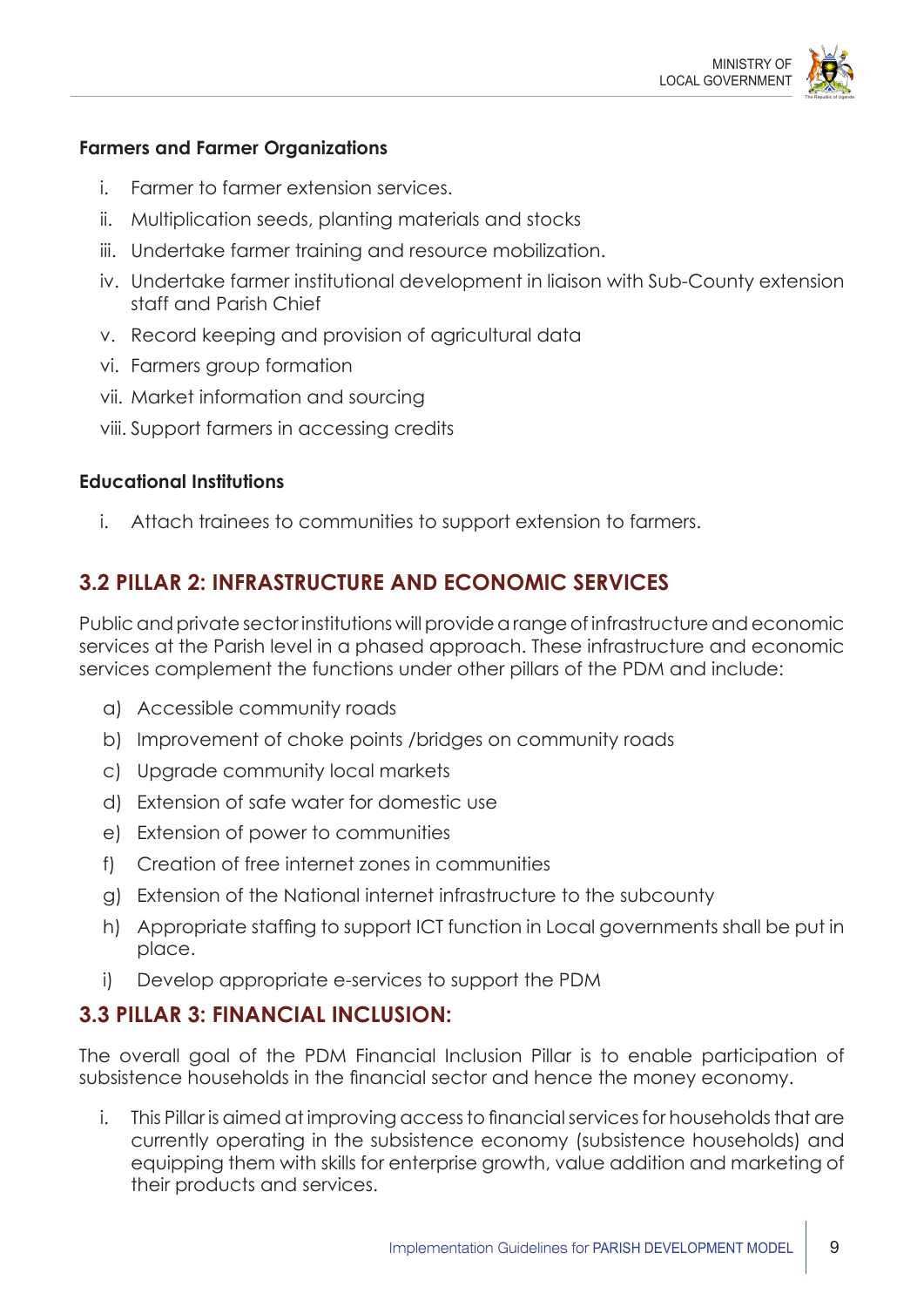**Farmers and Farmer Organizations**

i. Farmer to farmer extension services.
ii. Multiplication seeds, planting materials and stocks
iii. Undertake farmer training and resource mobilization.
iv. Undertake farmer institutional development in liaison with Sub-County extension staff and Parish Chief
v. Record keeping and provision of agricultural data
vi. Farmers group formation
vii. Market information and sourcing
viii. Support farmers in accessing credits

**Educational Institutions**

i. Attach trainees to communities to support extension to farmers.

## 3.2 PILLAR 2: INFRASTRUCTURE AND ECONOMIC SERVICES

Public and private sector institutions will provide a range of infrastructure and economic services at the Parish level in a phased approach. These infrastructure and economic services complement the functions under other pillars of the PDM and include:

a) Accessible community roads
b) Improvement of choke points /bridges on community roads
c) Upgrade community local markets
d) Extension of safe water for domestic use
e) Extension of power to communities
f) Creation of free internet zones in communities
g) Extension of the National internet infrastructure to the subcounty
h) Appropriate staffing to support ICT function in Local governments shall be put in place.
i) Develop appropriate e-services to support the PDM

## 3.3 PILLAR 3: FINANCIAL INCLUSION:

The overall goal of the PDM Financial Inclusion Pillar is to enable participation of subsistence households in the financial sector and hence the money economy.

i. This Pillar is aimed at improving access to financial services for households that are currently operating in the subsistence economy (subsistence households) and equipping them with skills for enterprise growth, value addition and marketing of their products and services.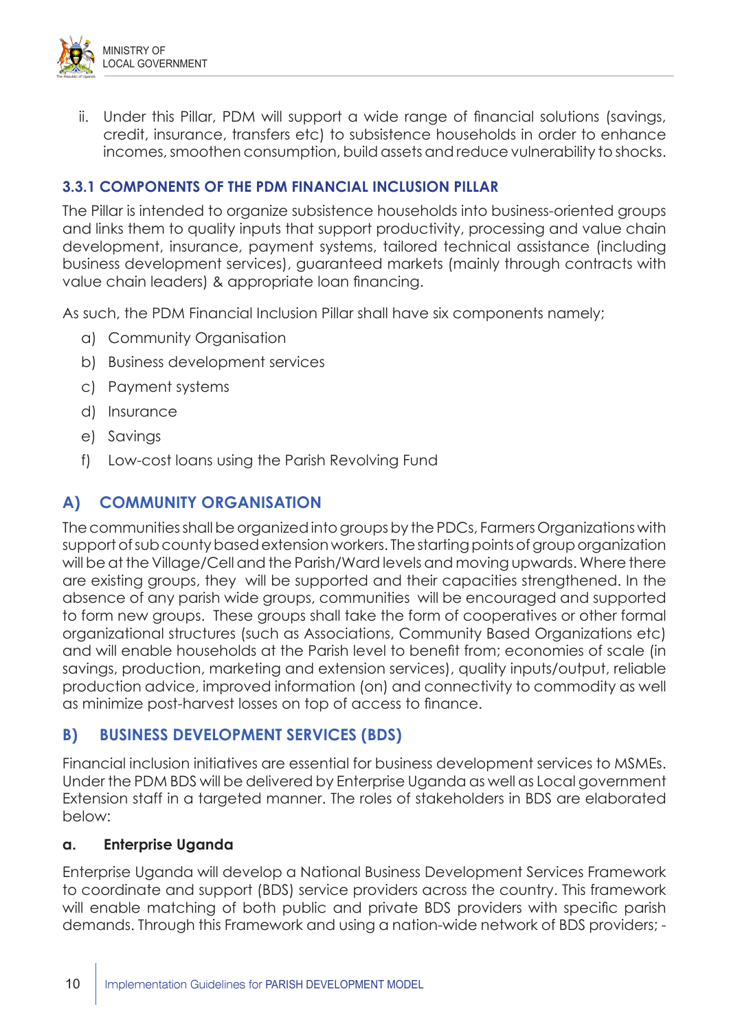ii. Under this Pillar, PDM will support a wide range of financial solutions (savings, credit, insurance, transfers etc) to subsistence households in order to enhance incomes, smoothen consumption, build assets and reduce vulnerability to shocks.

### 3.3.1 COMPONENTS OF THE PDM FINANCIAL INCLUSION PILLAR

The Pillar is intended to organize subsistence households into business-oriented groups and links them to quality inputs that support productivity, processing and value chain development, insurance, payment systems, tailored technical assistance (including business development services), guaranteed markets (mainly through contracts with value chain leaders) & appropriate loan financing.

As such, the PDM Financial Inclusion Pillar shall have six components namely;

a) Community Organisation
b) Business development services
c) Payment systems
d) Insurance
e) Savings
f) Low-cost loans using the Parish Revolving Fund

## A) COMMUNITY ORGANISATION

The communities shall be organized into groups by the PDCs, Farmers Organizations with support of sub county based extension workers. The starting points of group organization will be at the Village/Cell and the Parish/Ward levels and moving upwards. Where there are existing groups, they will be supported and their capacities strengthened. In the absence of any parish wide groups, communities will be encouraged and supported to form new groups. These groups shall take the form of cooperatives or other formal organizational structures (such as Associations, Community Based Organizations etc) and will enable households at the Parish level to benefit from; economies of scale (in savings, production, marketing and extension services), quality inputs/output, reliable production advice, improved information (on) and connectivity to commodity as well as minimize post-harvest losses on top of access to finance.

## B) BUSINESS DEVELOPMENT SERVICES (BDS)

Financial inclusion initiatives are essential for business development services to MSMEs. Under the PDM BDS will be delivered by Enterprise Uganda as well as Local government Extension staff in a targeted manner. The roles of stakeholders in BDS are elaborated below:

#### a. Enterprise Uganda

Enterprise Uganda will develop a National Business Development Services Framework to coordinate and support (BDS) service providers across the country. This framework will enable matching of both public and private BDS providers with specific parish demands. Through this Framework and using a nation-wide network of BDS providers; -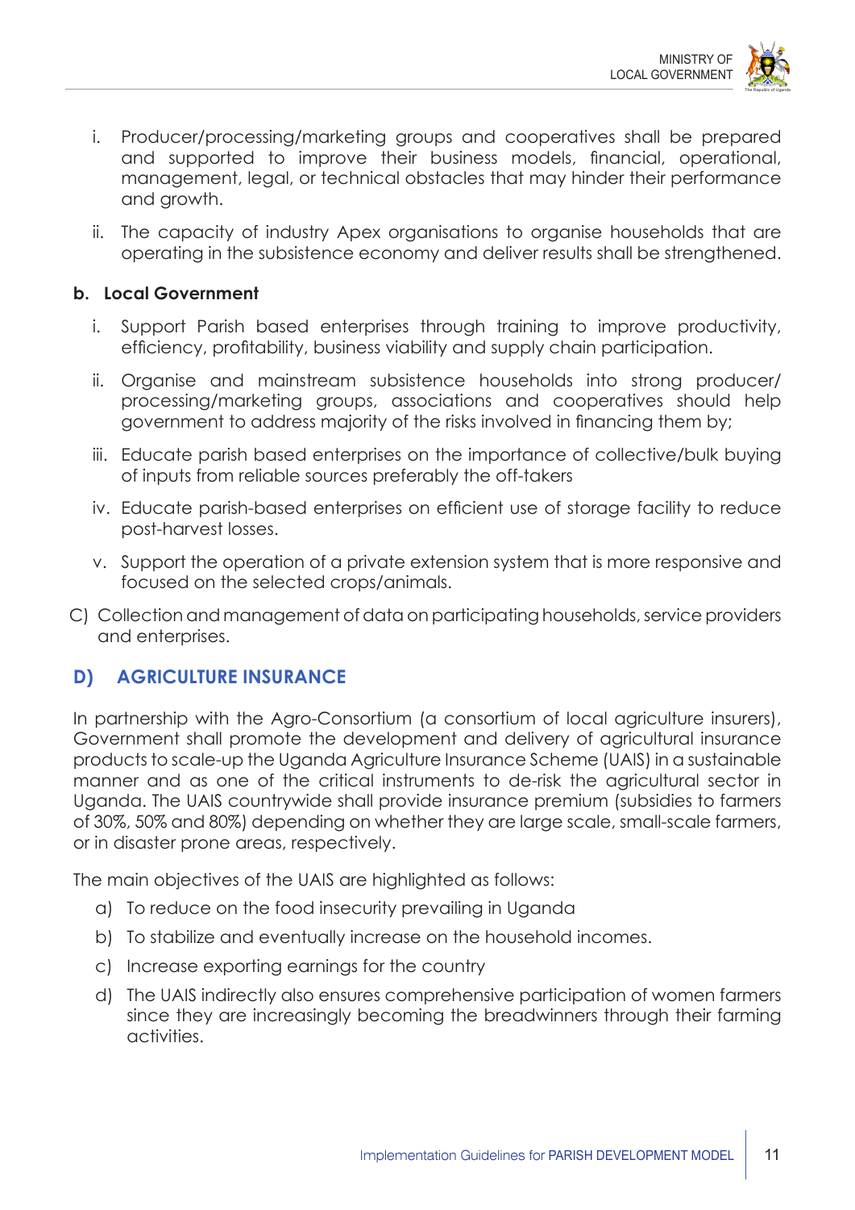i. Producer/processing/marketing groups and cooperatives shall be prepared and supported to improve their business models, financial, operational, management, legal, or technical obstacles that may hinder their performance and growth.

ii. The capacity of industry Apex organisations to organise households that are operating in the subsistence economy and deliver results shall be strengthened.

**b. Local Government**

i. Support Parish based enterprises through training to improve productivity, efficiency, profitability, business viability and supply chain participation.

ii. Organise and mainstream subsistence households into strong producer/ processing/marketing groups, associations and cooperatives should help government to address majority of the risks involved in financing them by;

iii. Educate parish based enterprises on the importance of collective/bulk buying of inputs from reliable sources preferably the off-takers

iv. Educate parish-based enterprises on efficient use of storage facility to reduce post-harvest losses.

v. Support the operation of a private extension system that is more responsive and focused on the selected crops/animals.

C) Collection and management of data on participating households, service providers and enterprises.

## D) AGRICULTURE INSURANCE

In partnership with the Agro-Consortium (a consortium of local agriculture insurers), Government shall promote the development and delivery of agricultural insurance products to scale-up the Uganda Agriculture Insurance Scheme (UAIS) in a sustainable manner and as one of the critical instruments to de-risk the agricultural sector in Uganda. The UAIS countrywide shall provide insurance premium (subsidies to farmers of 30%, 50% and 80%) depending on whether they are large scale, small-scale farmers, or in disaster prone areas, respectively.

The main objectives of the UAIS are highlighted as follows:

a) To reduce on the food insecurity prevailing in Uganda

b) To stabilize and eventually increase on the household incomes.

c) Increase exporting earnings for the country

d) The UAIS indirectly also ensures comprehensive participation of women farmers since they are increasingly becoming the breadwinners through their farming activities.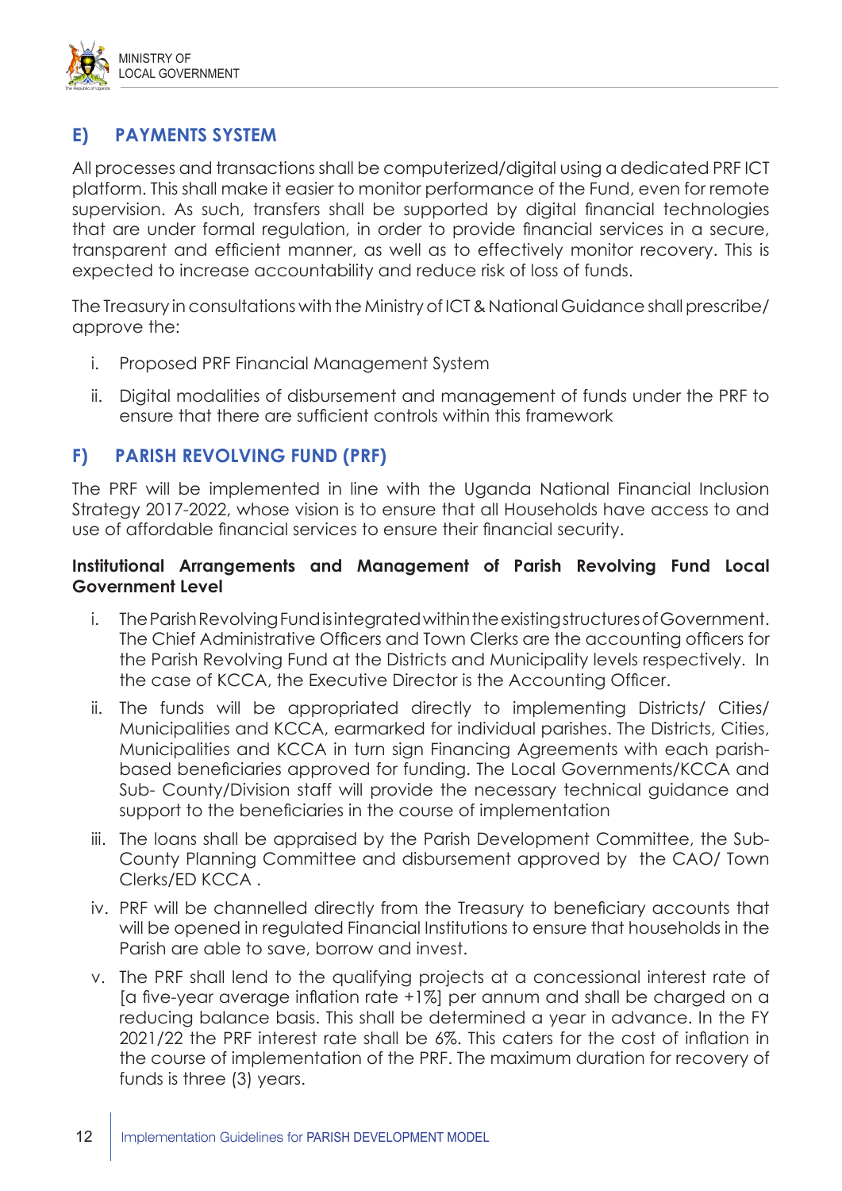## E) PAYMENTS SYSTEM

All processes and transactions shall be computerized/digital using a dedicated PRF ICT platform. This shall make it easier to monitor performance of the Fund, even for remote supervision. As such, transfers shall be supported by digital financial technologies that are under formal regulation, in order to provide financial services in a secure, transparent and efficient manner, as well as to effectively monitor recovery. This is expected to increase accountability and reduce risk of loss of funds.

The Treasury in consultations with the Ministry of ICT & National Guidance shall prescribe/ approve the:

i. Proposed PRF Financial Management System

ii. Digital modalities of disbursement and management of funds under the PRF to ensure that there are sufficient controls within this framework

## F) PARISH REVOLVING FUND (PRF)

The PRF will be implemented in line with the Uganda National Financial Inclusion Strategy 2017-2022, whose vision is to ensure that all Households have access to and use of affordable financial services to ensure their financial security.

**Institutional Arrangements and Management of Parish Revolving Fund Local Government Level**

i. The Parish Revolving Fund is integrated within the existing structures of Government. The Chief Administrative Officers and Town Clerks are the accounting officers for the Parish Revolving Fund at the Districts and Municipality levels respectively. In the case of KCCA, the Executive Director is the Accounting Officer.

ii. The funds will be appropriated directly to implementing Districts/ Cities/ Municipalities and KCCA, earmarked for individual parishes. The Districts, Cities, Municipalities and KCCA in turn sign Financing Agreements with each parish-based beneficiaries approved for funding. The Local Governments/KCCA and Sub- County/Division staff will provide the necessary technical guidance and support to the beneficiaries in the course of implementation

iii. The loans shall be appraised by the Parish Development Committee, the Sub-County Planning Committee and disbursement approved by the CAO/ Town Clerks/ED KCCA .

iv. PRF will be channelled directly from the Treasury to beneficiary accounts that will be opened in regulated Financial Institutions to ensure that households in the Parish are able to save, borrow and invest.

v. The PRF shall lend to the qualifying projects at a concessional interest rate of [a five-year average inflation rate +1%] per annum and shall be charged on a reducing balance basis. This shall be determined a year in advance. In the FY 2021/22 the PRF interest rate shall be 6%. This caters for the cost of inflation in the course of implementation of the PRF. The maximum duration for recovery of funds is three (3) years.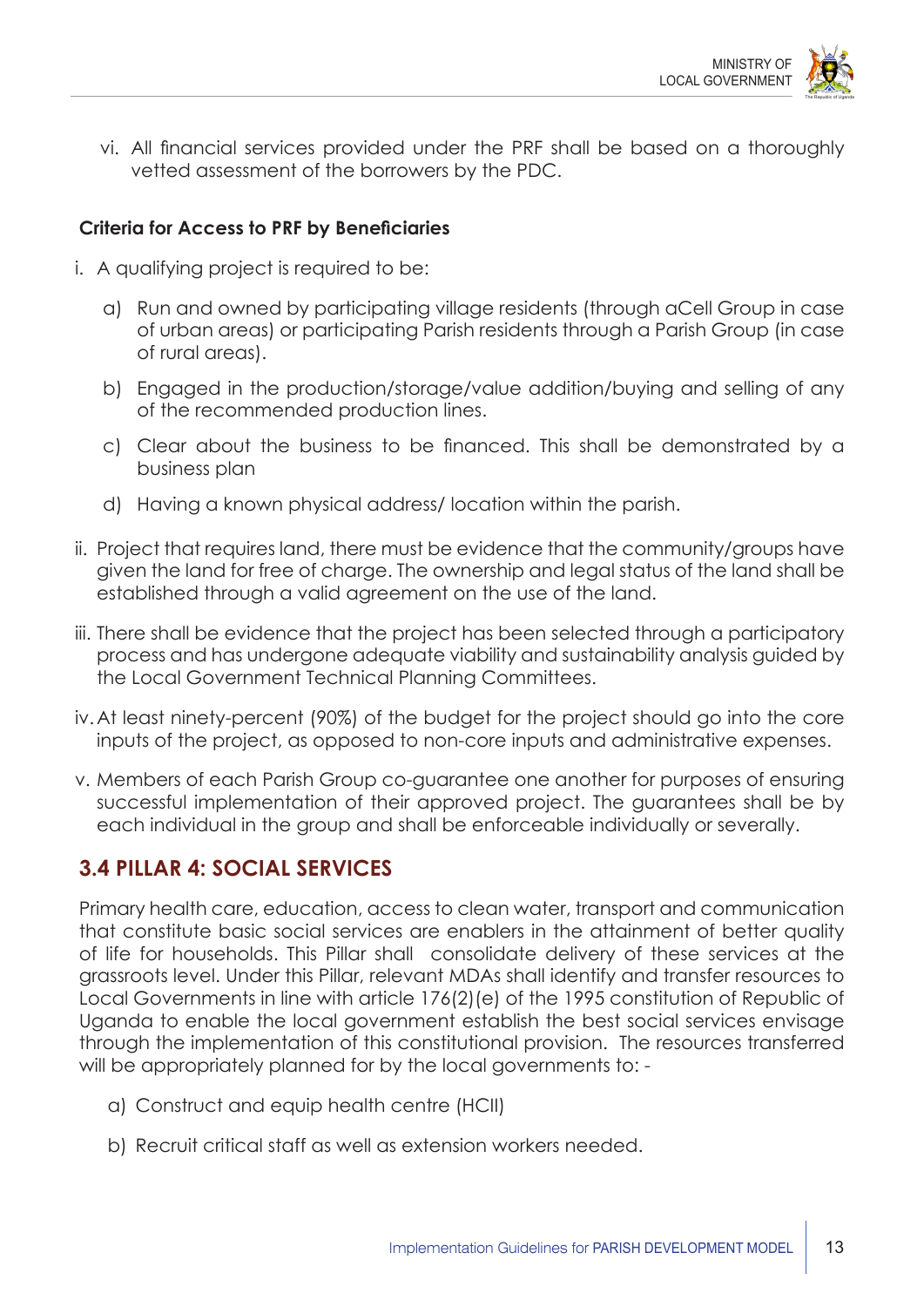vi. All financial services provided under the PRF shall be based on a thoroughly vetted assessment of the borrowers by the PDC.

**Criteria for Access to PRF by Beneficiaries**

i. A qualifying project is required to be:

   a) Run and owned by participating village residents (through aCell Group in case of urban areas) or participating Parish residents through a Parish Group (in case of rural areas).

   b) Engaged in the production/storage/value addition/buying and selling of any of the recommended production lines.

   c) Clear about the business to be financed. This shall be demonstrated by a business plan

   d) Having a known physical address/ location within the parish.

ii. Project that requires land, there must be evidence that the community/groups have given the land for free of charge. The ownership and legal status of the land shall be established through a valid agreement on the use of the land.

iii. There shall be evidence that the project has been selected through a participatory process and has undergone adequate viability and sustainability analysis guided by the Local Government Technical Planning Committees.

iv. At least ninety-percent (90%) of the budget for the project should go into the core inputs of the project, as opposed to non-core inputs and administrative expenses.

v. Members of each Parish Group co-guarantee one another for purposes of ensuring successful implementation of their approved project. The guarantees shall be by each individual in the group and shall be enforceable individually or severally.

## 3.4 PILLAR 4: SOCIAL SERVICES

Primary health care, education, access to clean water, transport and communication that constitute basic social services are enablers in the attainment of better quality of life for households. This Pillar shall consolidate delivery of these services at the grassroots level. Under this Pillar, relevant MDAs shall identify and transfer resources to Local Governments in line with article 176(2)(e) of the 1995 constitution of Republic of Uganda to enable the local government establish the best social services envisage through the implementation of this constitutional provision. The resources transferred will be appropriately planned for by the local governments to: -

a) Construct and equip health centre (HCII)

b) Recruit critical staff as well as extension workers needed.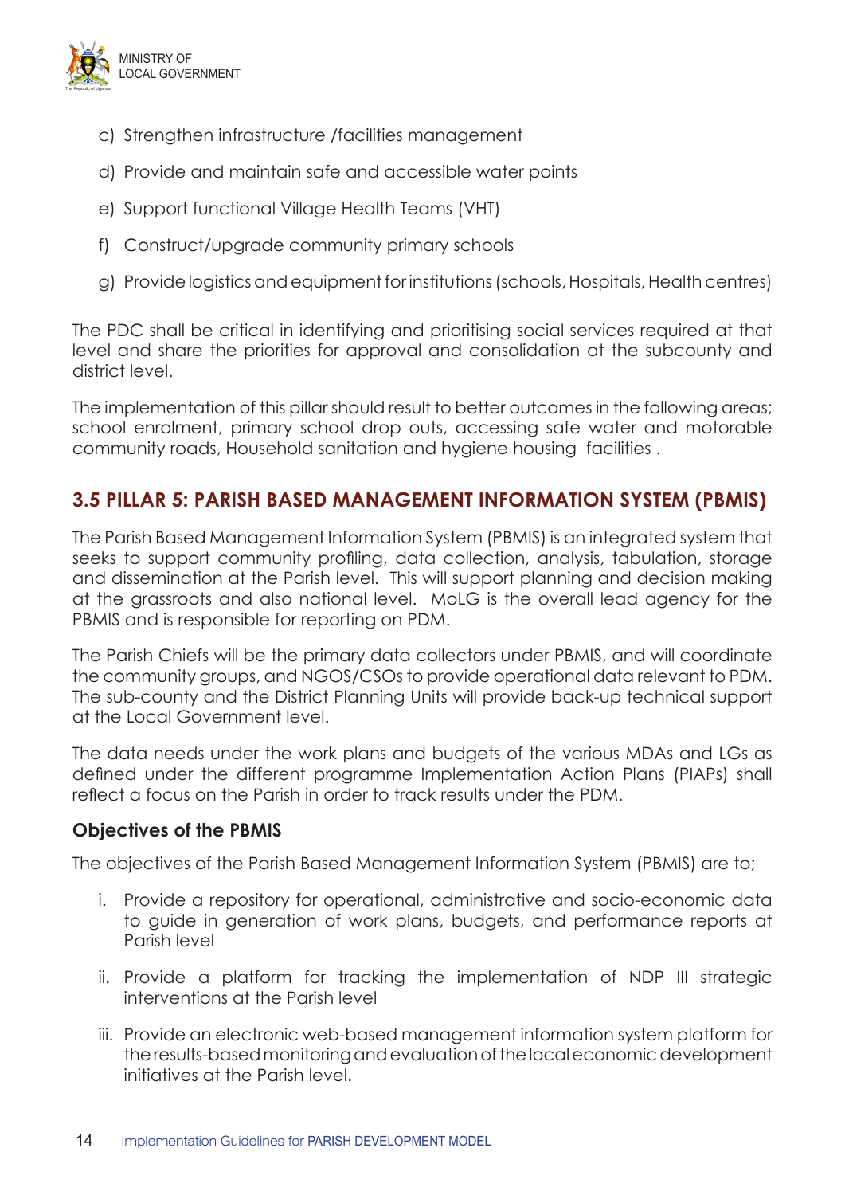c) Strengthen infrastructure /facilities management

d) Provide and maintain safe and accessible water points

e) Support functional Village Health Teams (VHT)

f) Construct/upgrade community primary schools

g) Provide logistics and equipment for institutions (schools, Hospitals, Health centres)

The PDC shall be critical in identifying and prioritising social services required at that level and share the priorities for approval and consolidation at the subcounty and district level.

The implementation of this pillar should result to better outcomes in the following areas; school enrolment, primary school drop outs, accessing safe water and motorable community roads, Household sanitation and hygiene housing facilities .

## 3.5 PILLAR 5: PARISH BASED MANAGEMENT INFORMATION SYSTEM (PBMIS)

The Parish Based Management Information System (PBMIS) is an integrated system that seeks to support community profiling, data collection, analysis, tabulation, storage and dissemination at the Parish level. This will support planning and decision making at the grassroots and also national level. MoLG is the overall lead agency for the PBMIS and is responsible for reporting on PDM.

The Parish Chiefs will be the primary data collectors under PBMIS, and will coordinate the community groups, and NGOS/CSOs to provide operational data relevant to PDM. The sub-county and the District Planning Units will provide back-up technical support at the Local Government level.

The data needs under the work plans and budgets of the various MDAs and LGs as defined under the different programme Implementation Action Plans (PIAPs) shall reflect a focus on the Parish in order to track results under the PDM.

### Objectives of the PBMIS

The objectives of the Parish Based Management Information System (PBMIS) are to;

i. Provide a repository for operational, administrative and socio-economic data to guide in generation of work plans, budgets, and performance reports at Parish level

ii. Provide a platform for tracking the implementation of NDP III strategic interventions at the Parish level

iii. Provide an electronic web-based management information system platform for the results-based monitoring and evaluation of the local economic development initiatives at the Parish level.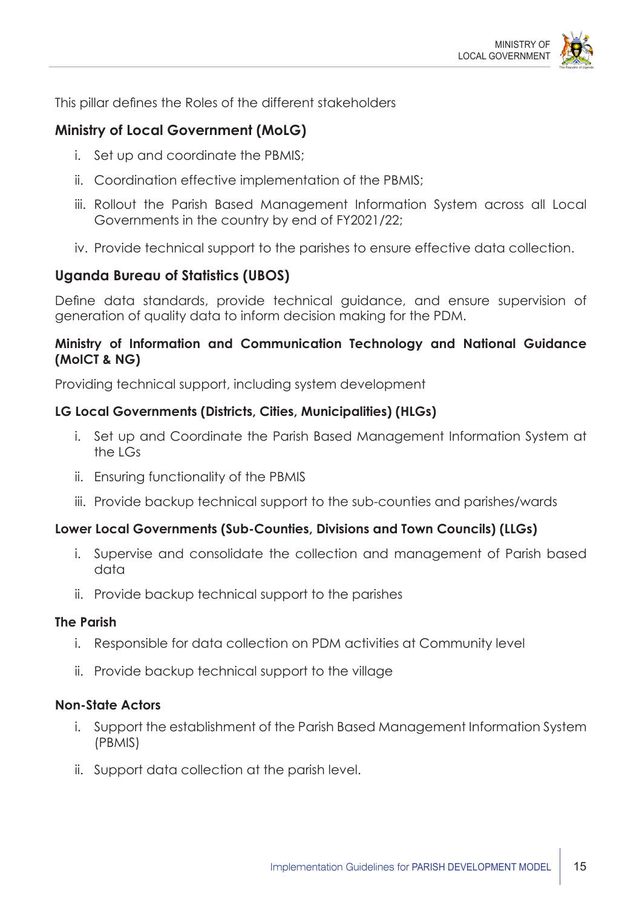This pillar defines the Roles of the different stakeholders

### Ministry of Local Government (MoLG)

i. Set up and coordinate the PBMIS;

ii. Coordination effective implementation of the PBMIS;

iii. Rollout the Parish Based Management Information System across all Local Governments in the country by end of FY2021/22;

iv. Provide technical support to the parishes to ensure effective data collection.

### Uganda Bureau of Statistics (UBOS)

Define data standards, provide technical guidance, and ensure supervision of generation of quality data to inform decision making for the PDM.

#### Ministry of Information and Communication Technology and National Guidance (MoICT & NG)

Providing technical support, including system development

#### LG Local Governments (Districts, Cities, Municipalities) (HLGs)

i. Set up and Coordinate the Parish Based Management Information System at the LGs

ii. Ensuring functionality of the PBMIS

iii. Provide backup technical support to the sub-counties and parishes/wards

#### Lower Local Governments (Sub-Counties, Divisions and Town Councils) (LLGs)

i. Supervise and consolidate the collection and management of Parish based data

ii. Provide backup technical support to the parishes

#### The Parish

i. Responsible for data collection on PDM activities at Community level

ii. Provide backup technical support to the village

#### Non-State Actors

i. Support the establishment of the Parish Based Management Information System (PBMIS)

ii. Support data collection at the parish level.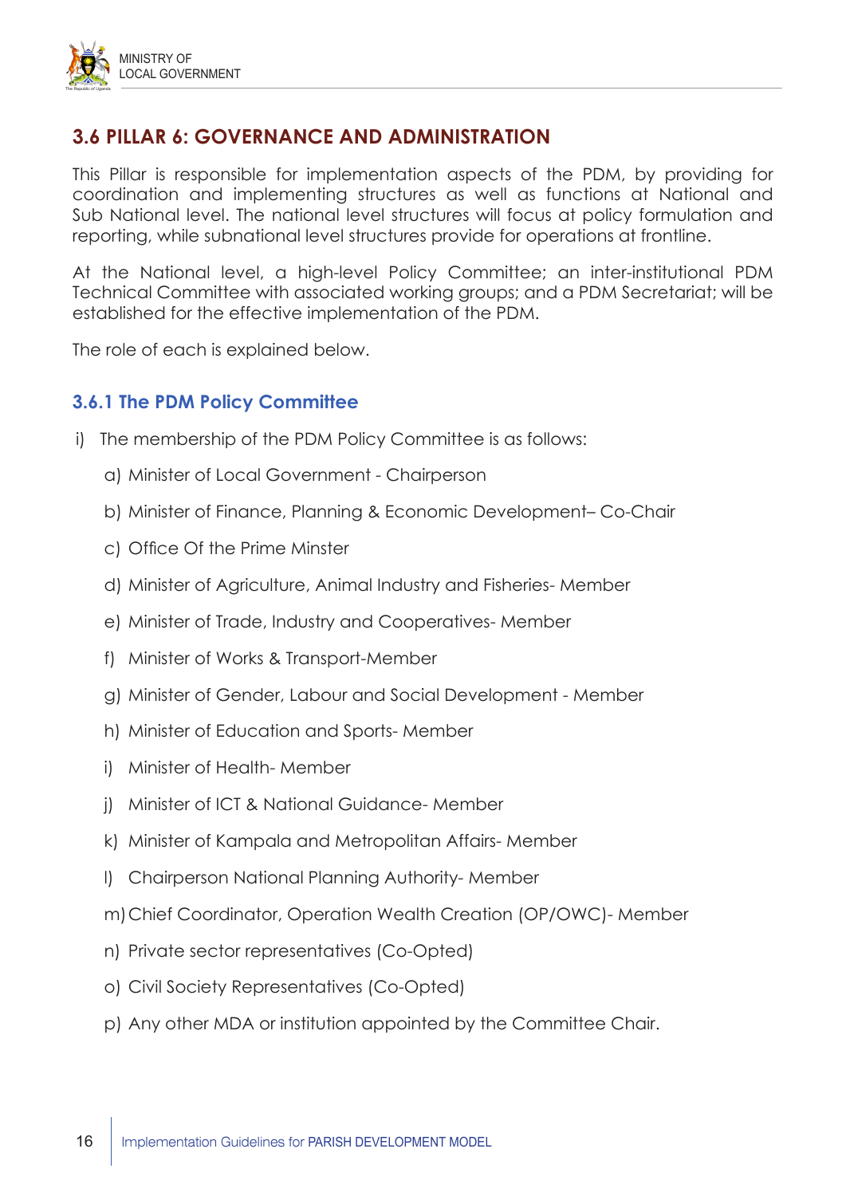## 3.6 PILLAR 6: GOVERNANCE AND ADMINISTRATION

This Pillar is responsible for implementation aspects of the PDM, by providing for coordination and implementing structures as well as functions at National and Sub National level. The national level structures will focus at policy formulation and reporting, while subnational level structures provide for operations at frontline.

At the National level, a high-level Policy Committee; an inter-institutional PDM Technical Committee with associated working groups; and a PDM Secretariat; will be established for the effective implementation of the PDM.

The role of each is explained below.

### 3.6.1 The PDM Policy Committee

i) The membership of the PDM Policy Committee is as follows:

   a) Minister of Local Government - Chairperson
   b) Minister of Finance, Planning & Economic Development– Co-Chair
   c) Office Of the Prime Minster
   d) Minister of Agriculture, Animal Industry and Fisheries- Member
   e) Minister of Trade, Industry and Cooperatives- Member
   f) Minister of Works & Transport-Member
   g) Minister of Gender, Labour and Social Development - Member
   h) Minister of Education and Sports- Member
   i) Minister of Health- Member
   j) Minister of ICT & National Guidance- Member
   k) Minister of Kampala and Metropolitan Affairs- Member
   l) Chairperson National Planning Authority- Member
   m) Chief Coordinator, Operation Wealth Creation (OP/OWC)- Member
   n) Private sector representatives (Co-Opted)
   o) Civil Society Representatives (Co-Opted)
   p) Any other MDA or institution appointed by the Committee Chair.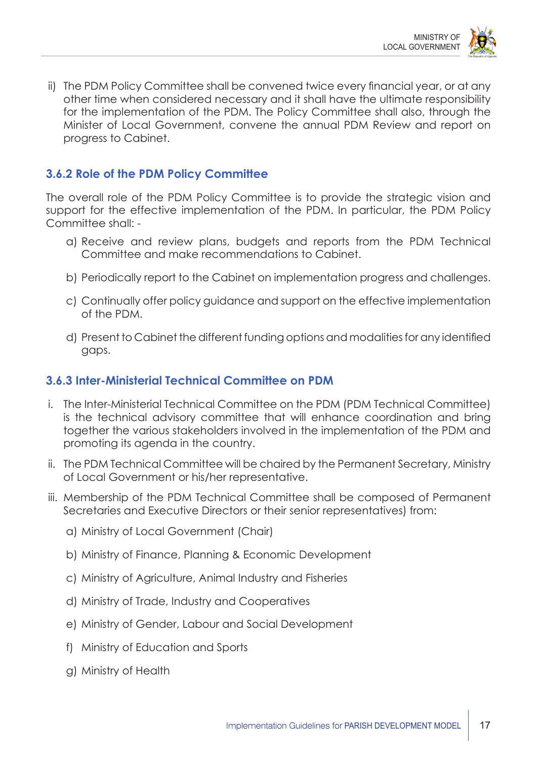ii) The PDM Policy Committee shall be convened twice every financial year, or at any other time when considered necessary and it shall have the ultimate responsibility for the implementation of the PDM. The Policy Committee shall also, through the Minister of Local Government, convene the annual PDM Review and report on progress to Cabinet.

### 3.6.2 Role of the PDM Policy Committee

The overall role of the PDM Policy Committee is to provide the strategic vision and support for the effective implementation of the PDM. In particular, the PDM Policy Committee shall: -

a) Receive and review plans, budgets and reports from the PDM Technical Committee and make recommendations to Cabinet.

b) Periodically report to the Cabinet on implementation progress and challenges.

c) Continually offer policy guidance and support on the effective implementation of the PDM.

d) Present to Cabinet the different funding options and modalities for any identified gaps.

### 3.6.3 Inter-Ministerial Technical Committee on PDM

i. The Inter-Ministerial Technical Committee on the PDM (PDM Technical Committee) is the technical advisory committee that will enhance coordination and bring together the various stakeholders involved in the implementation of the PDM and promoting its agenda in the country.

ii. The PDM Technical Committee will be chaired by the Permanent Secretary, Ministry of Local Government or his/her representative.

iii. Membership of the PDM Technical Committee shall be composed of Permanent Secretaries and Executive Directors or their senior representatives) from:

a) Ministry of Local Government (Chair)

b) Ministry of Finance, Planning & Economic Development

c) Ministry of Agriculture, Animal Industry and Fisheries

d) Ministry of Trade, Industry and Cooperatives

e) Ministry of Gender, Labour and Social Development

f) Ministry of Education and Sports

g) Ministry of Health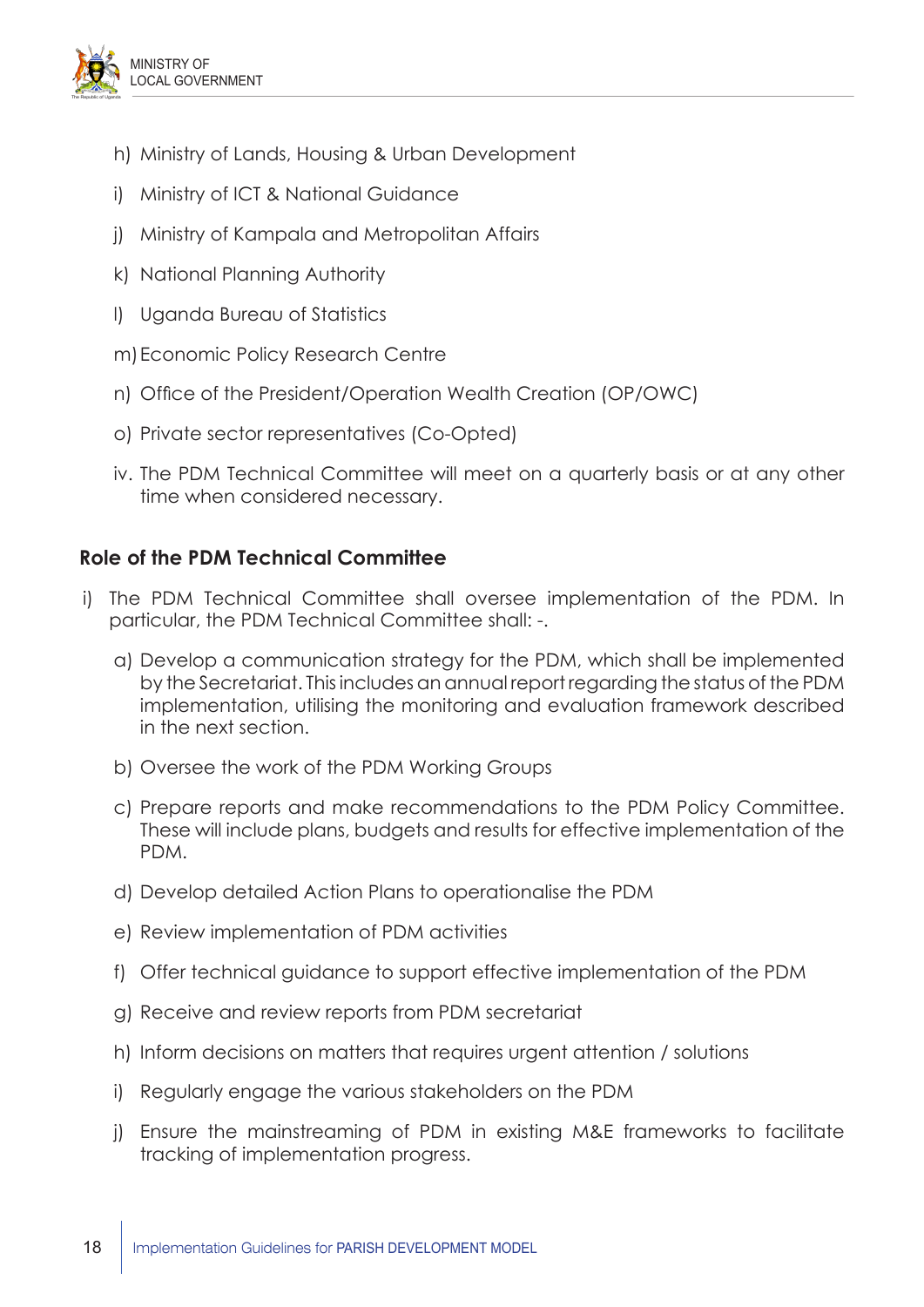h) Ministry of Lands, Housing & Urban Development

i) Ministry of ICT & National Guidance

j) Ministry of Kampala and Metropolitan Affairs

k) National Planning Authority

l) Uganda Bureau of Statistics

m) Economic Policy Research Centre

n) Office of the President/Operation Wealth Creation (OP/OWC)

o) Private sector representatives (Co-Opted)

iv. The PDM Technical Committee will meet on a quarterly basis or at any other time when considered necessary.

### Role of the PDM Technical Committee

i) The PDM Technical Committee shall oversee implementation of the PDM. In particular, the PDM Technical Committee shall: -.

   a) Develop a communication strategy for the PDM, which shall be implemented by the Secretariat. This includes an annual report regarding the status of the PDM implementation, utilising the monitoring and evaluation framework described in the next section.

   b) Oversee the work of the PDM Working Groups

   c) Prepare reports and make recommendations to the PDM Policy Committee. These will include plans, budgets and results for effective implementation of the PDM.

   d) Develop detailed Action Plans to operationalise the PDM

   e) Review implementation of PDM activities

   f) Offer technical guidance to support effective implementation of the PDM

   g) Receive and review reports from PDM secretariat

   h) Inform decisions on matters that requires urgent attention / solutions

   i) Regularly engage the various stakeholders on the PDM

   j) Ensure the mainstreaming of PDM in existing M&E frameworks to facilitate tracking of implementation progress.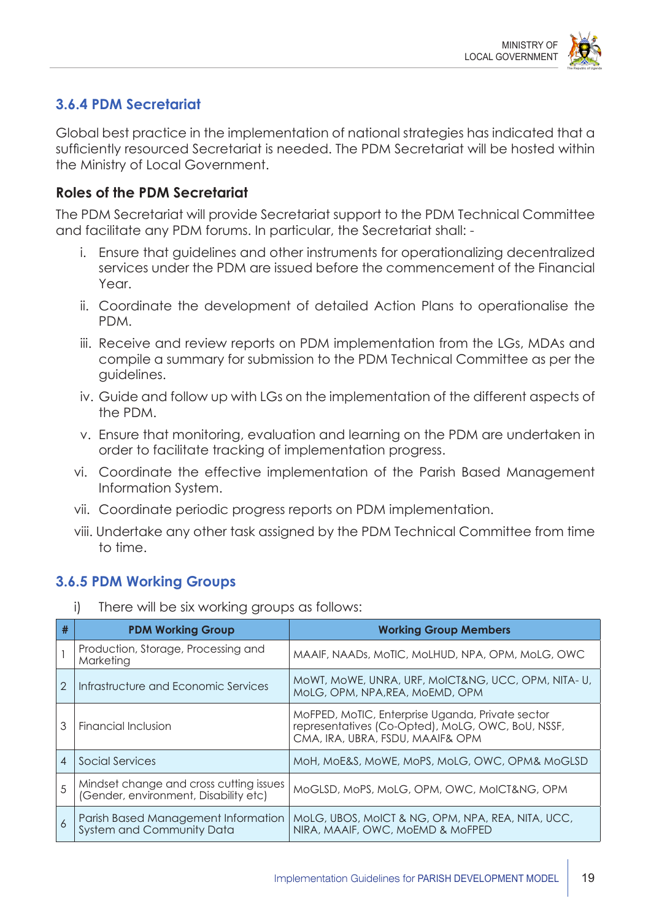### 3.6.4 PDM Secretariat

Global best practice in the implementation of national strategies has indicated that a sufficiently resourced Secretariat is needed. The PDM Secretariat will be hosted within the Ministry of Local Government.

#### Roles of the PDM Secretariat

The PDM Secretariat will provide Secretariat support to the PDM Technical Committee and facilitate any PDM forums. In particular, the Secretariat shall: -

i. Ensure that guidelines and other instruments for operationalizing decentralized services under the PDM are issued before the commencement of the Financial Year.

ii. Coordinate the development of detailed Action Plans to operationalise the PDM.

iii. Receive and review reports on PDM implementation from the LGs, MDAs and compile a summary for submission to the PDM Technical Committee as per the guidelines.

iv. Guide and follow up with LGs on the implementation of the different aspects of the PDM.

v. Ensure that monitoring, evaluation and learning on the PDM are undertaken in order to facilitate tracking of implementation progress.

vi. Coordinate the effective implementation of the Parish Based Management Information System.

vii. Coordinate periodic progress reports on PDM implementation.

viii. Undertake any other task assigned by the PDM Technical Committee from time to time.

### 3.6.5 PDM Working Groups

i) There will be six working groups as follows:

| # | PDM Working Group | Working Group Members |
|---|---|---|
| 1 | Production, Storage, Processing and Marketing | MAAIF, NAADs, MoTIC, MoLHUD, NPA, OPM, MoLG, OWC |
| 2 | Infrastructure and Economic Services | MoWT, MoWE, UNRA, URF, MoICT&NG, UCC, OPM, NITA- U, MoLG, OPM, NPA,REA, MoEMD, OPM |
| 3 | Financial Inclusion | MoFPED, MoTIC, Enterprise Uganda, Private sector representatives (Co-Opted), MoLG, OWC, BoU, NSSF, CMA, IRA, UBRA, FSDU, MAAIF& OPM |
| 4 | Social Services | MoH, MoE&S, MoWE, MoPS, MoLG, OWC, OPM& MoGLSD |
| 5 | Mindset change and cross cutting issues (Gender, environment, Disability etc) | MoGLSD, MoPS, MoLG, OPM, OWC, MoICT&NG, OPM |
| 6 | Parish Based Management Information System and Community Data | MoLG, UBOS, MoICT & NG, OPM, NPA, REA, NITA, UCC, NIRA, MAAIF, OWC, MoEMD & MoFPED |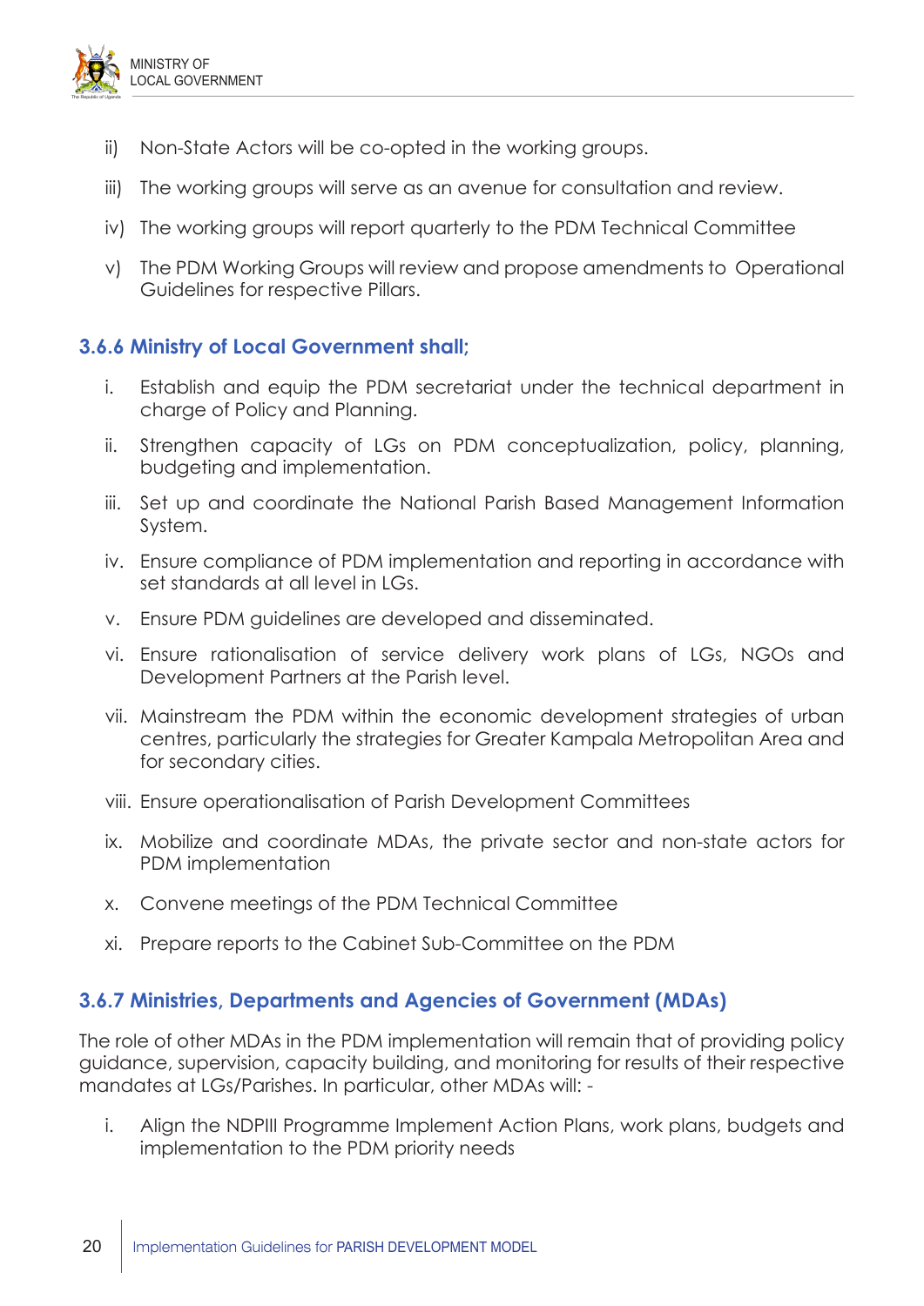ii) Non-State Actors will be co-opted in the working groups.

iii) The working groups will serve as an avenue for consultation and review.

iv) The working groups will report quarterly to the PDM Technical Committee

v) The PDM Working Groups will review and propose amendments to Operational Guidelines for respective Pillars.

### 3.6.6 Ministry of Local Government shall;

i. Establish and equip the PDM secretariat under the technical department in charge of Policy and Planning.

ii. Strengthen capacity of LGs on PDM conceptualization, policy, planning, budgeting and implementation.

iii. Set up and coordinate the National Parish Based Management Information System.

iv. Ensure compliance of PDM implementation and reporting in accordance with set standards at all level in LGs.

v. Ensure PDM guidelines are developed and disseminated.

vi. Ensure rationalisation of service delivery work plans of LGs, NGOs and Development Partners at the Parish level.

vii. Mainstream the PDM within the economic development strategies of urban centres, particularly the strategies for Greater Kampala Metropolitan Area and for secondary cities.

viii. Ensure operationalisation of Parish Development Committees

ix. Mobilize and coordinate MDAs, the private sector and non-state actors for PDM implementation

x. Convene meetings of the PDM Technical Committee

xi. Prepare reports to the Cabinet Sub-Committee on the PDM

### 3.6.7 Ministries, Departments and Agencies of Government (MDAs)

The role of other MDAs in the PDM implementation will remain that of providing policy guidance, supervision, capacity building, and monitoring for results of their respective mandates at LGs/Parishes. In particular, other MDAs will: -

i. Align the NDPIII Programme Implement Action Plans, work plans, budgets and implementation to the PDM priority needs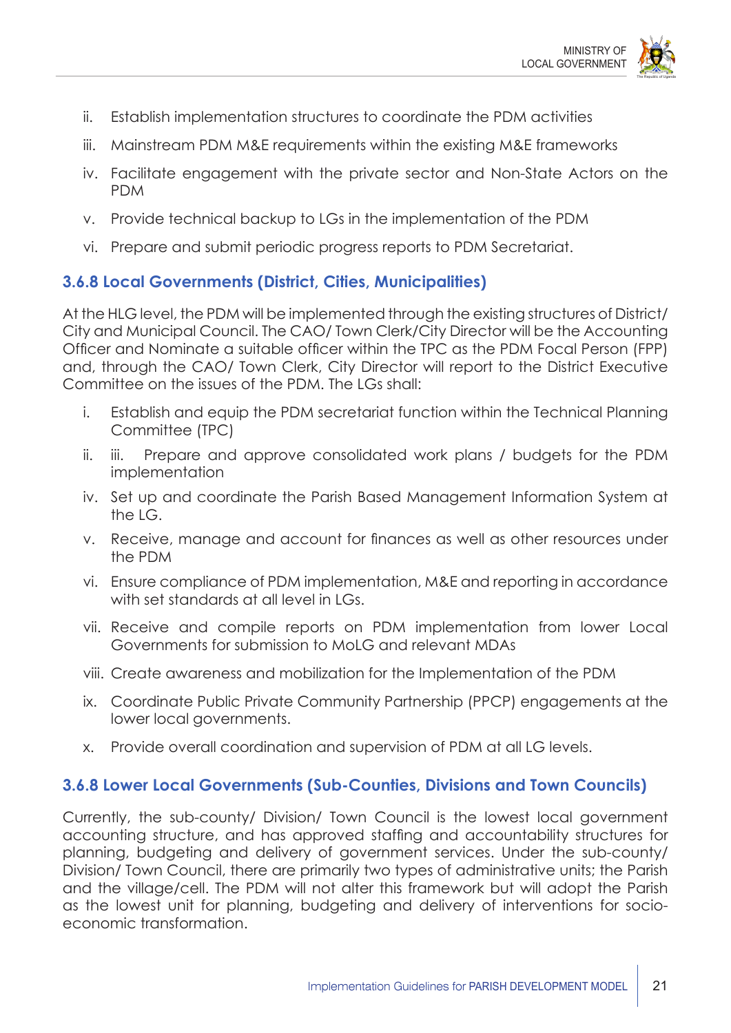ii. Establish implementation structures to coordinate the PDM activities

iii. Mainstream PDM M&E requirements within the existing M&E frameworks

iv. Facilitate engagement with the private sector and Non-State Actors on the PDM

v. Provide technical backup to LGs in the implementation of the PDM

vi. Prepare and submit periodic progress reports to PDM Secretariat.

### 3.6.8 Local Governments (District, Cities, Municipalities)

At the HLG level, the PDM will be implemented through the existing structures of District/ City and Municipal Council. The CAO/ Town Clerk/City Director will be the Accounting Officer and Nominate a suitable officer within the TPC as the PDM Focal Person (FPP) and, through the CAO/ Town Clerk, City Director will report to the District Executive Committee on the issues of the PDM. The LGs shall:

i. Establish and equip the PDM secretariat function within the Technical Planning Committee (TPC)

ii. iii. Prepare and approve consolidated work plans / budgets for the PDM implementation

iv. Set up and coordinate the Parish Based Management Information System at the LG.

v. Receive, manage and account for finances as well as other resources under the PDM

vi. Ensure compliance of PDM implementation, M&E and reporting in accordance with set standards at all level in LGs.

vii. Receive and compile reports on PDM implementation from lower Local Governments for submission to MoLG and relevant MDAs

viii. Create awareness and mobilization for the Implementation of the PDM

ix. Coordinate Public Private Community Partnership (PPCP) engagements at the lower local governments.

x. Provide overall coordination and supervision of PDM at all LG levels.

### 3.6.8 Lower Local Governments (Sub-Counties, Divisions and Town Councils)

Currently, the sub-county/ Division/ Town Council is the lowest local government accounting structure, and has approved staffing and accountability structures for planning, budgeting and delivery of government services. Under the sub-county/ Division/ Town Council, there are primarily two types of administrative units; the Parish and the village/cell. The PDM will not alter this framework but will adopt the Parish as the lowest unit for planning, budgeting and delivery of interventions for socio-economic transformation.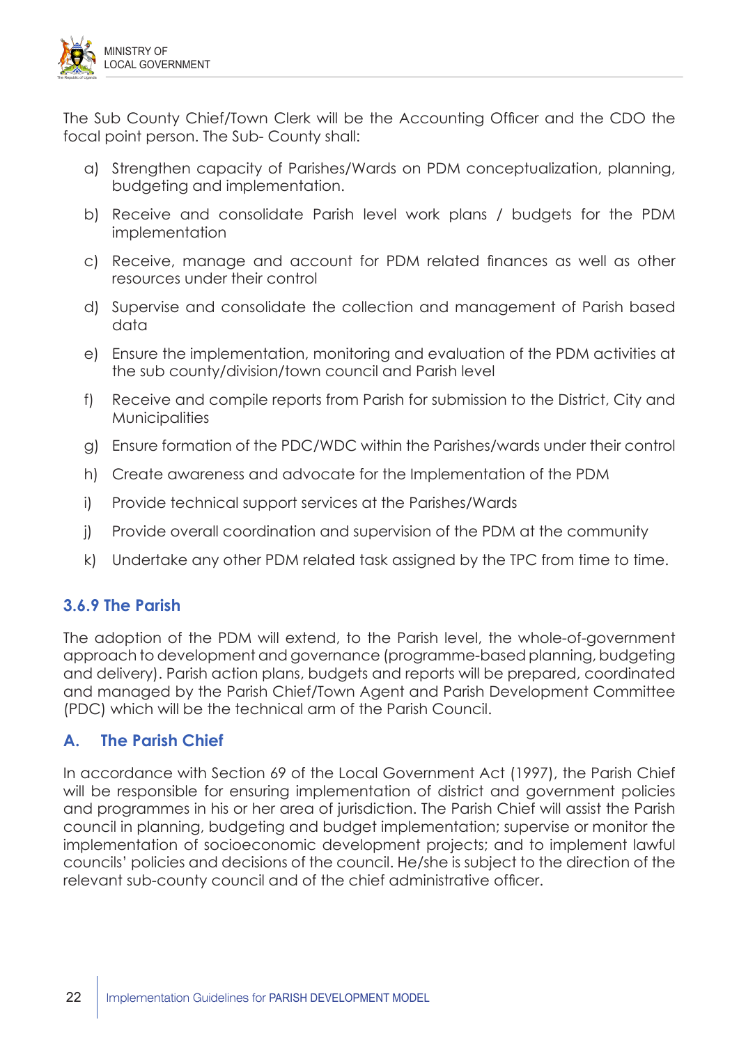The Sub County Chief/Town Clerk will be the Accounting Officer and the CDO the focal point person. The Sub- County shall:

a) Strengthen capacity of Parishes/Wards on PDM conceptualization, planning, budgeting and implementation.

b) Receive and consolidate Parish level work plans / budgets for the PDM implementation

c) Receive, manage and account for PDM related finances as well as other resources under their control

d) Supervise and consolidate the collection and management of Parish based data

e) Ensure the implementation, monitoring and evaluation of the PDM activities at the sub county/division/town council and Parish level

f) Receive and compile reports from Parish for submission to the District, City and Municipalities

g) Ensure formation of the PDC/WDC within the Parishes/wards under their control

h) Create awareness and advocate for the Implementation of the PDM

i) Provide technical support services at the Parishes/Wards

j) Provide overall coordination and supervision of the PDM at the community

k) Undertake any other PDM related task assigned by the TPC from time to time.

### 3.6.9 The Parish

The adoption of the PDM will extend, to the Parish level, the whole-of-government approach to development and governance (programme-based planning, budgeting and delivery). Parish action plans, budgets and reports will be prepared, coordinated and managed by the Parish Chief/Town Agent and Parish Development Committee (PDC) which will be the technical arm of the Parish Council.

### A. The Parish Chief

In accordance with Section 69 of the Local Government Act (1997), the Parish Chief will be responsible for ensuring implementation of district and government policies and programmes in his or her area of jurisdiction. The Parish Chief will assist the Parish council in planning, budgeting and budget implementation; supervise or monitor the implementation of socioeconomic development projects; and to implement lawful councils' policies and decisions of the council. He/she is subject to the direction of the relevant sub-county council and of the chief administrative officer.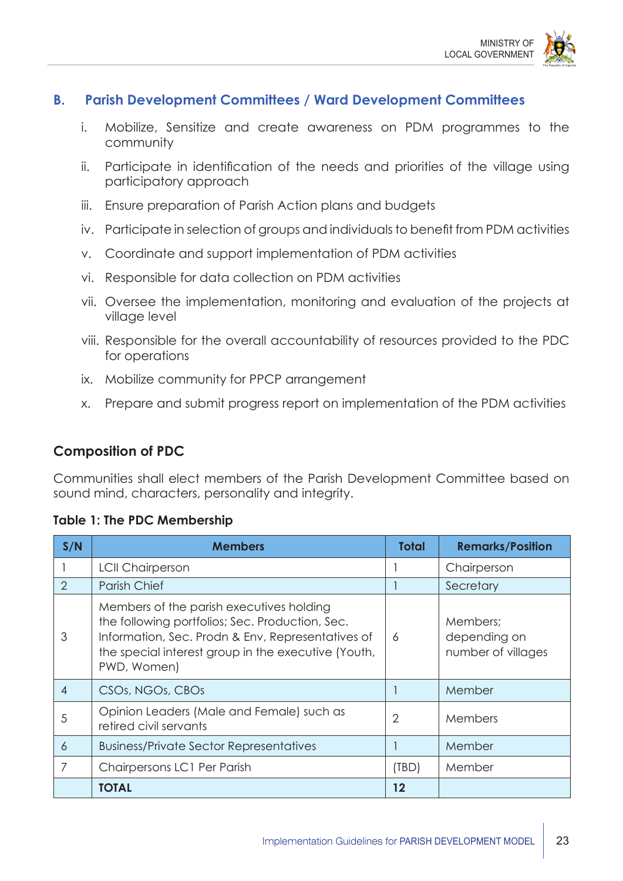## B. Parish Development Committees / Ward Development Committees

i. Mobilize, Sensitize and create awareness on PDM programmes to the community

ii. Participate in identification of the needs and priorities of the village using participatory approach

iii. Ensure preparation of Parish Action plans and budgets

iv. Participate in selection of groups and individuals to benefit from PDM activities

v. Coordinate and support implementation of PDM activities

vi. Responsible for data collection on PDM activities

vii. Oversee the implementation, monitoring and evaluation of the projects at village level

viii. Responsible for the overall accountability of resources provided to the PDC for operations

ix. Mobilize community for PPCP arrangement

x. Prepare and submit progress report on implementation of the PDM activities

### Composition of PDC

Communities shall elect members of the Parish Development Committee based on sound mind, characters, personality and integrity.

**Table 1: The PDC Membership**

| S/N | Members | Total | Remarks/Position |
|---|---|---|---|
| 1 | LCII Chairperson | 1 | Chairperson |
| 2 | Parish Chief | 1 | Secretary |
| 3 | Members of the parish executives holding the following portfolios; Sec. Production, Sec. Information, Sec. Prodn & Env, Representatives of the special interest group in the executive (Youth, PWD, Women) | 6 | Members; depending on number of villages |
| 4 | CSOs, NGOs, CBOs | 1 | Member |
| 5 | Opinion Leaders (Male and Female) such as retired civil servants | 2 | Members |
| 6 | Business/Private Sector Representatives | 1 | Member |
| 7 | Chairpersons LC1 Per Parish | (TBD) | Member |
| | **TOTAL** | **12** | |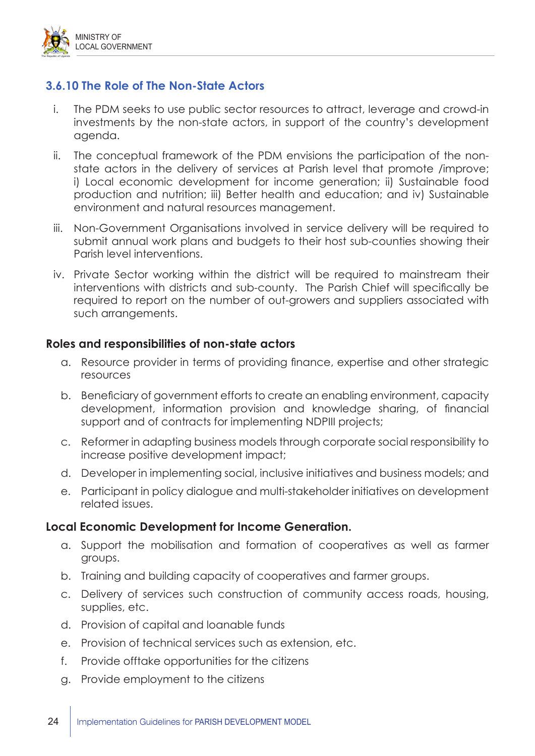### 3.6.10 The Role of The Non-State Actors

i. The PDM seeks to use public sector resources to attract, leverage and crowd-in investments by the non-state actors, in support of the country's development agenda.

ii. The conceptual framework of the PDM envisions the participation of the non-state actors in the delivery of services at Parish level that promote /improve; i) Local economic development for income generation; ii) Sustainable food production and nutrition; iii) Better health and education; and iv) Sustainable environment and natural resources management.

iii. Non-Government Organisations involved in service delivery will be required to submit annual work plans and budgets to their host sub-counties showing their Parish level interventions.

iv. Private Sector working within the district will be required to mainstream their interventions with districts and sub-county. The Parish Chief will specifically be required to report on the number of out-growers and suppliers associated with such arrangements.

**Roles and responsibilities of non-state actors**

a. Resource provider in terms of providing finance, expertise and other strategic resources

b. Beneficiary of government efforts to create an enabling environment, capacity development, information provision and knowledge sharing, of financial support and of contracts for implementing NDPIII projects;

c. Reformer in adapting business models through corporate social responsibility to increase positive development impact;

d. Developer in implementing social, inclusive initiatives and business models; and

e. Participant in policy dialogue and multi-stakeholder initiatives on development related issues.

**Local Economic Development for Income Generation.**

a. Support the mobilisation and formation of cooperatives as well as farmer groups.

b. Training and building capacity of cooperatives and farmer groups.

c. Delivery of services such construction of community access roads, housing, supplies, etc.

d. Provision of capital and loanable funds

e. Provision of technical services such as extension, etc.

f. Provide offtake opportunities for the citizens

g. Provide employment to the citizens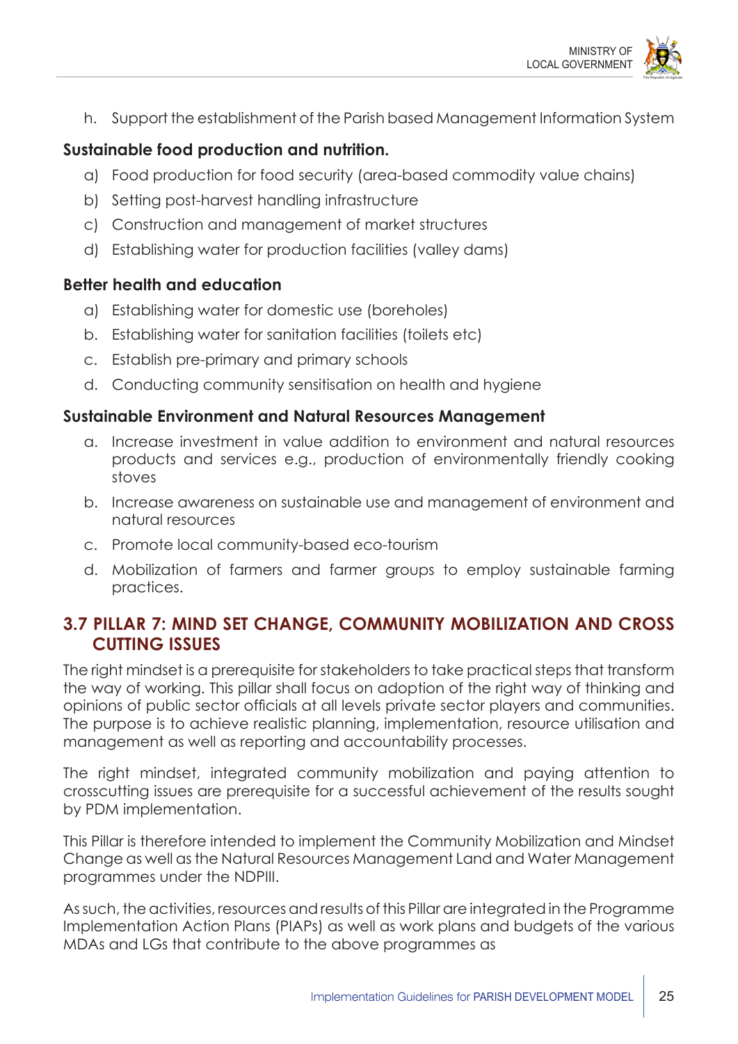h. Support the establishment of the Parish based Management Information System

**Sustainable food production and nutrition.**

a) Food production for food security (area-based commodity value chains)

b) Setting post-harvest handling infrastructure

c) Construction and management of market structures

d) Establishing water for production facilities (valley dams)

**Better health and education**

a) Establishing water for domestic use (boreholes)

b. Establishing water for sanitation facilities (toilets etc)

c. Establish pre-primary and primary schools

d. Conducting community sensitisation on health and hygiene

**Sustainable Environment and Natural Resources Management**

a. Increase investment in value addition to environment and natural resources products and services e.g., production of environmentally friendly cooking stoves

b. Increase awareness on sustainable use and management of environment and natural resources

c. Promote local community-based eco-tourism

d. Mobilization of farmers and farmer groups to employ sustainable farming practices.

## 3.7 PILLAR 7: MIND SET CHANGE, COMMUNITY MOBILIZATION AND CROSS CUTTING ISSUES

The right mindset is a prerequisite for stakeholders to take practical steps that transform the way of working. This pillar shall focus on adoption of the right way of thinking and opinions of public sector officials at all levels private sector players and communities. The purpose is to achieve realistic planning, implementation, resource utilisation and management as well as reporting and accountability processes.

The right mindset, integrated community mobilization and paying attention to crosscutting issues are prerequisite for a successful achievement of the results sought by PDM implementation.

This Pillar is therefore intended to implement the Community Mobilization and Mindset Change as well as the Natural Resources Management Land and Water Management programmes under the NDPIII.

As such, the activities, resources and results of this Pillar are integrated in the Programme Implementation Action Plans (PIAPs) as well as work plans and budgets of the various MDAs and LGs that contribute to the above programmes as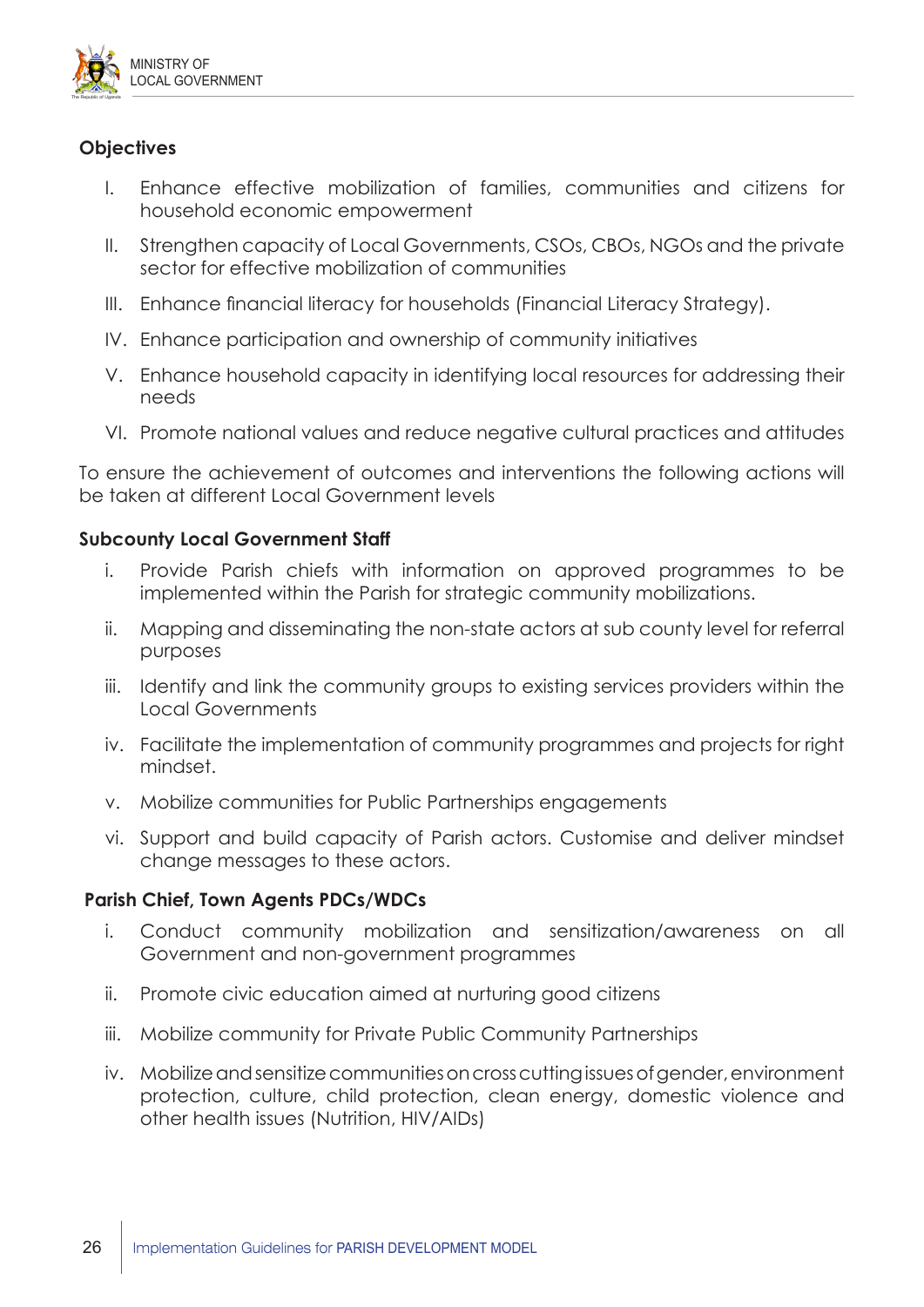**Objectives**

I. Enhance effective mobilization of families, communities and citizens for household economic empowerment

II. Strengthen capacity of Local Governments, CSOs, CBOs, NGOs and the private sector for effective mobilization of communities

III. Enhance financial literacy for households (Financial Literacy Strategy).

IV. Enhance participation and ownership of community initiatives

V. Enhance household capacity in identifying local resources for addressing their needs

VI. Promote national values and reduce negative cultural practices and attitudes

To ensure the achievement of outcomes and interventions the following actions will be taken at different Local Government levels

**Subcounty Local Government Staff**

i. Provide Parish chiefs with information on approved programmes to be implemented within the Parish for strategic community mobilizations.

ii. Mapping and disseminating the non-state actors at sub county level for referral purposes

iii. Identify and link the community groups to existing services providers within the Local Governments

iv. Facilitate the implementation of community programmes and projects for right mindset.

v. Mobilize communities for Public Partnerships engagements

vi. Support and build capacity of Parish actors. Customise and deliver mindset change messages to these actors.

**Parish Chief, Town Agents PDCs/WDCs**

i. Conduct community mobilization and sensitization/awareness on all Government and non-government programmes

ii. Promote civic education aimed at nurturing good citizens

iii. Mobilize community for Private Public Community Partnerships

iv. Mobilize and sensitize communities on cross cutting issues of gender, environment protection, culture, child protection, clean energy, domestic violence and other health issues (Nutrition, HIV/AIDs)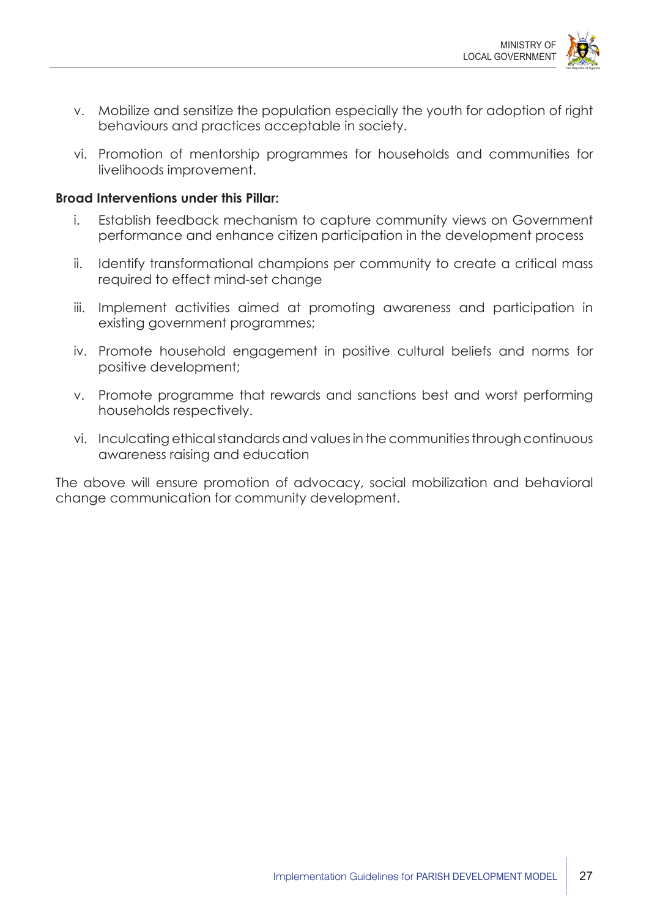v. Mobilize and sensitize the population especially the youth for adoption of right behaviours and practices acceptable in society.

vi. Promotion of mentorship programmes for households and communities for livelihoods improvement.

**Broad Interventions under this Pillar:**

i. Establish feedback mechanism to capture community views on Government performance and enhance citizen participation in the development process

ii. Identify transformational champions per community to create a critical mass required to effect mind-set change

iii. Implement activities aimed at promoting awareness and participation in existing government programmes;

iv. Promote household engagement in positive cultural beliefs and norms for positive development;

v. Promote programme that rewards and sanctions best and worst performing households respectively.

vi. Inculcating ethical standards and values in the communities through continuous awareness raising and education

The above will ensure promotion of advocacy, social mobilization and behavioral change communication for community development.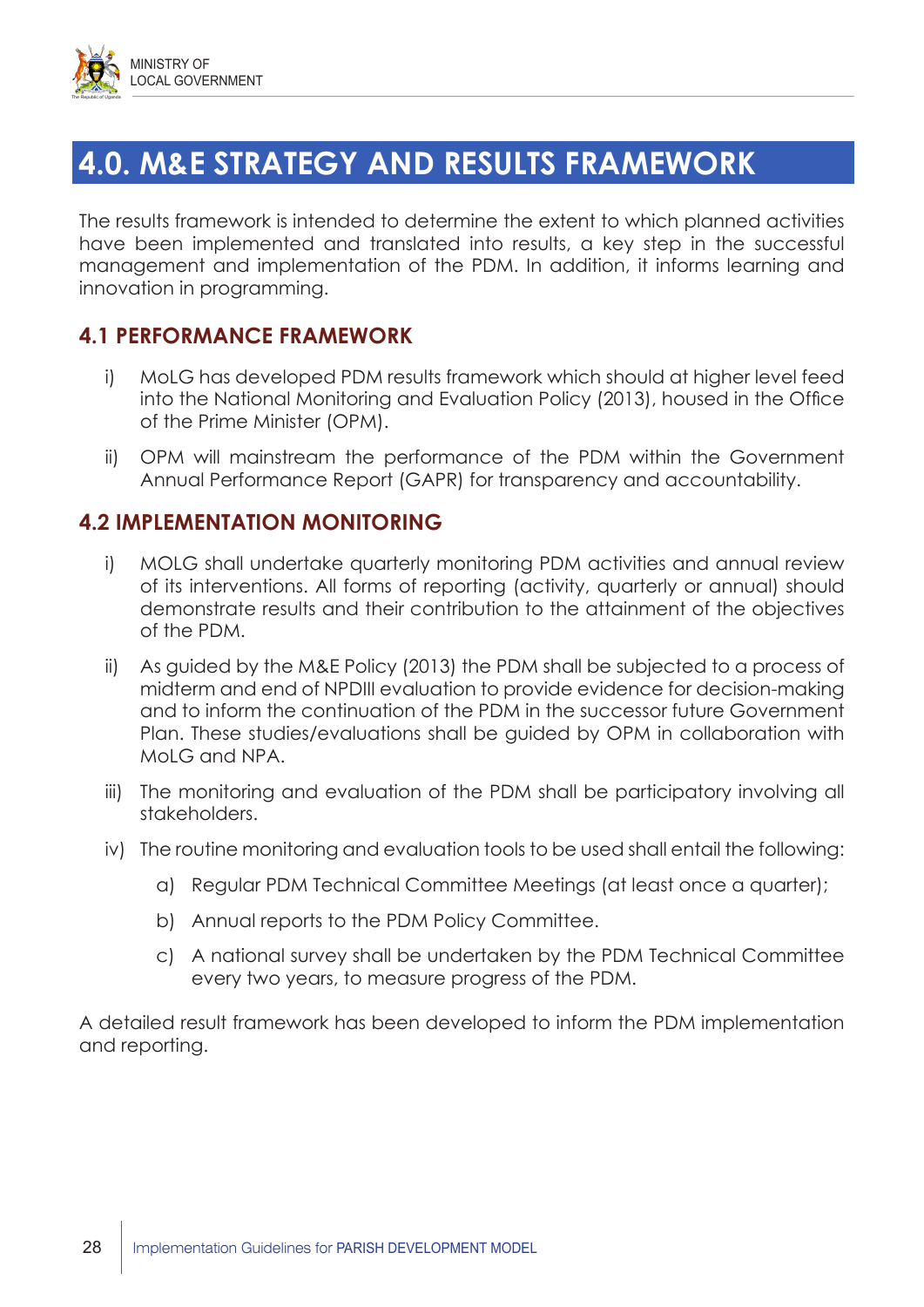# 4.0. M&E STRATEGY AND RESULTS FRAMEWORK

The results framework is intended to determine the extent to which planned activities have been implemented and translated into results, a key step in the successful management and implementation of the PDM. In addition, it informs learning and innovation in programming.

## 4.1 PERFORMANCE FRAMEWORK

i) MoLG has developed PDM results framework which should at higher level feed into the National Monitoring and Evaluation Policy (2013), housed in the Office of the Prime Minister (OPM).

ii) OPM will mainstream the performance of the PDM within the Government Annual Performance Report (GAPR) for transparency and accountability.

## 4.2 IMPLEMENTATION MONITORING

i) MOLG shall undertake quarterly monitoring PDM activities and annual review of its interventions. All forms of reporting (activity, quarterly or annual) should demonstrate results and their contribution to the attainment of the objectives of the PDM.

ii) As guided by the M&E Policy (2013) the PDM shall be subjected to a process of midterm and end of NPDIII evaluation to provide evidence for decision-making and to inform the continuation of the PDM in the successor future Government Plan. These studies/evaluations shall be guided by OPM in collaboration with MoLG and NPA.

iii) The monitoring and evaluation of the PDM shall be participatory involving all stakeholders.

iv) The routine monitoring and evaluation tools to be used shall entail the following:

   a) Regular PDM Technical Committee Meetings (at least once a quarter);

   b) Annual reports to the PDM Policy Committee.

   c) A national survey shall be undertaken by the PDM Technical Committee every two years, to measure progress of the PDM.

A detailed result framework has been developed to inform the PDM implementation and reporting.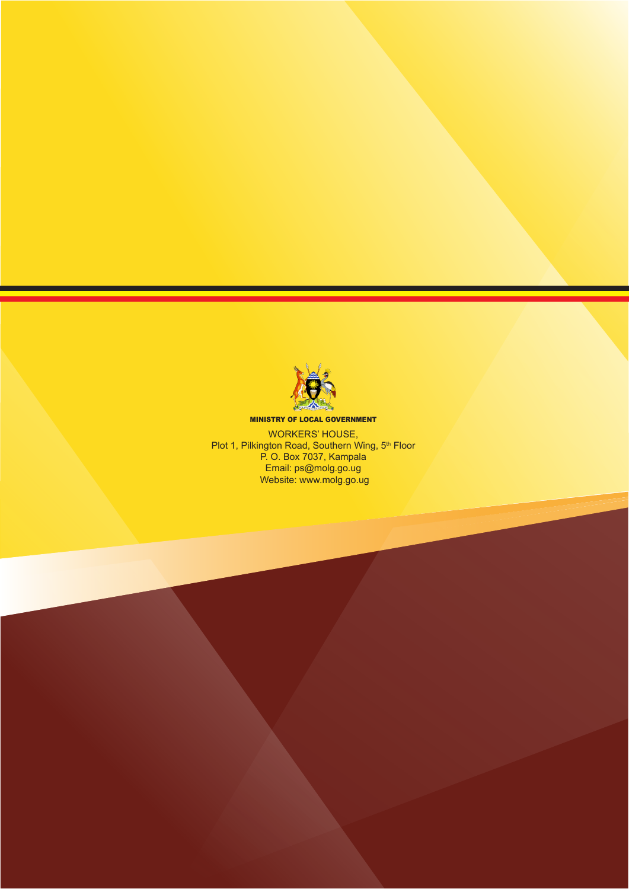**MINISTRY OF LOCAL GOVERNMENT**

WORKERS' HOUSE,
Plot 1, Pilkington Road, Southern Wing, 5th Floor
P. O. Box 7037, Kampala
Email: ps@molg.go.ug
Website: www.molg.go.ug